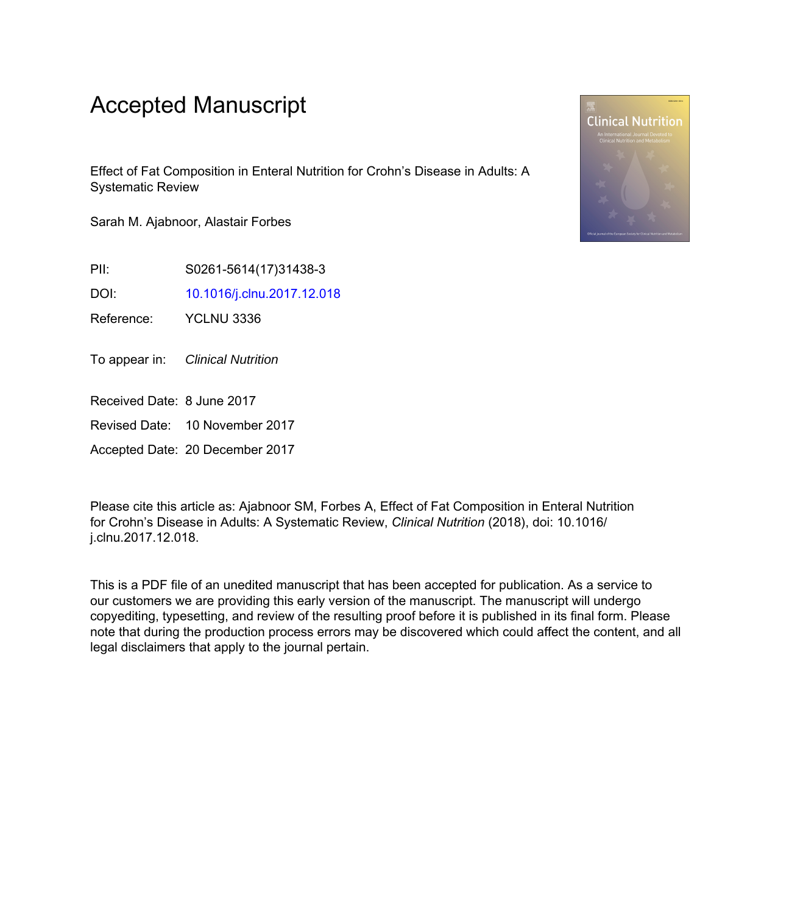# Accepted Manuscript

Effect of Fat Composition in Enteral Nutrition for Crohn's Disease in Adults: A Systematic Review

Sarah M. Ajabnoor, Alastair Forbes

| | |
|---|---|
| PII: | S0261-5614(17)31438-3 |
| DOI: | 10.1016/j.clnu.2017.12.018 |
| Reference: | YCLNU 3336 |
| To appear in: | *Clinical Nutrition* |
| Received Date: | 8 June 2017 |
| Revised Date: | 10 November 2017 |
| Accepted Date: | 20 December 2017 |

Please cite this article as: Ajabnoor SM, Forbes A, Effect of Fat Composition in Enteral Nutrition for Crohn's Disease in Adults: A Systematic Review, *Clinical Nutrition* (2018), doi: 10.1016/j.clnu.2017.12.018.

This is a PDF file of an unedited manuscript that has been accepted for publication. As a service to our customers we are providing this early version of the manuscript. The manuscript will undergo copyediting, typesetting, and review of the resulting proof before it is published in its final form. Please note that during the production process errors may be discovered which could affect the content, and all legal disclaimers that apply to the journal pertain.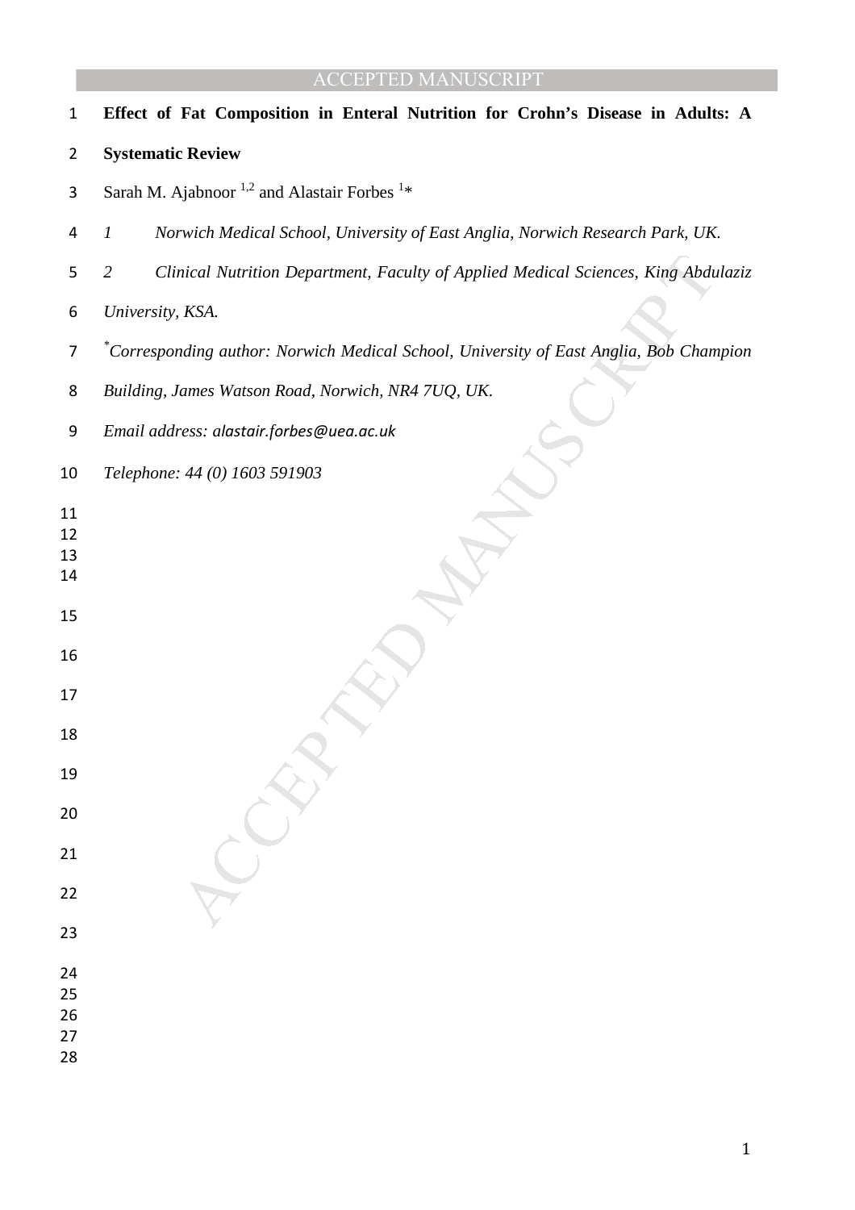# Effect of Fat Composition in Enteral Nutrition for Crohn's Disease in Adults: A Systematic Review

Sarah M. Ajabnoor [1,2] and Alastair Forbes [1]*

*1 Norwich Medical School, University of East Anglia, Norwich Research Park, UK.*

*2 Clinical Nutrition Department, Faculty of Applied Medical Sciences, King Abdulaziz University, KSA.*

*[*]Corresponding author: Norwich Medical School, University of East Anglia, Bob Champion Building, James Watson Road, Norwich, NR4 7UQ, UK.*

*Email address: alastair.forbes@uea.ac.uk*

*Telephone: 44 (0) 1603 591903*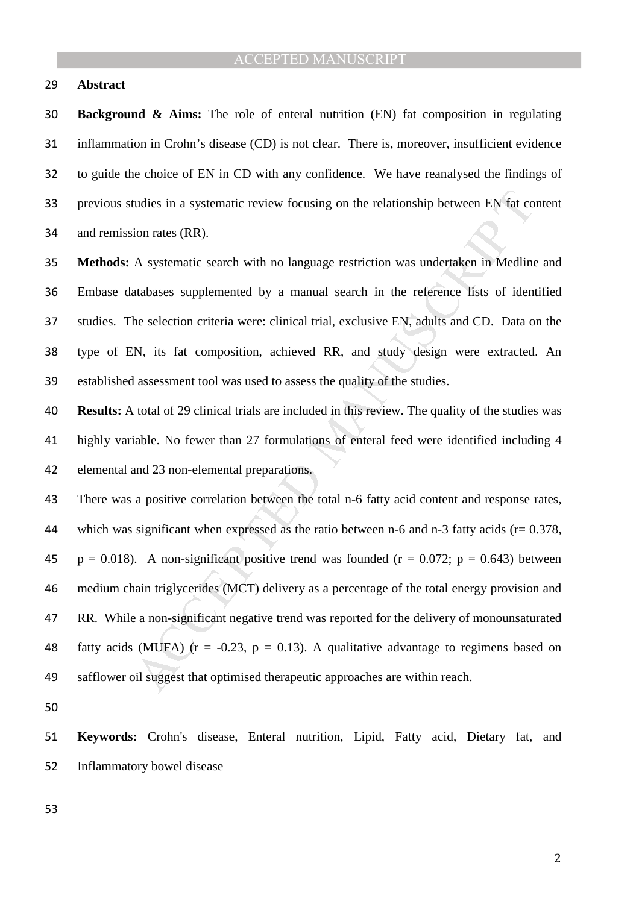## Abstract

**Background & Aims:** The role of enteral nutrition (EN) fat composition in regulating inflammation in Crohn's disease (CD) is not clear. There is, moreover, insufficient evidence to guide the choice of EN in CD with any confidence. We have reanalysed the findings of previous studies in a systematic review focusing on the relationship between EN fat content and remission rates (RR).

**Methods:** A systematic search with no language restriction was undertaken in Medline and Embase databases supplemented by a manual search in the reference lists of identified studies. The selection criteria were: clinical trial, exclusive EN, adults and CD. Data on the type of EN, its fat composition, achieved RR, and study design were extracted. An established assessment tool was used to assess the quality of the studies.

**Results:** A total of 29 clinical trials are included in this review. The quality of the studies was highly variable. No fewer than 27 formulations of enteral feed were identified including 4 elemental and 23 non-elemental preparations.

There was a positive correlation between the total n-6 fatty acid content and response rates, which was significant when expressed as the ratio between n-6 and n-3 fatty acids ($r = 0.378$, $p = 0.018$). A non-significant positive trend was founded ($r = 0.072$; $p = 0.643$) between medium chain triglycerides (MCT) delivery as a percentage of the total energy provision and RR. While a non-significant negative trend was reported for the delivery of monounsaturated fatty acids (MUFA) ($r = -0.23$, $p = 0.13$). A qualitative advantage to regimens based on safflower oil suggest that optimised therapeutic approaches are within reach.

**Keywords:** Crohn's disease, Enteral nutrition, Lipid, Fatty acid, Dietary fat, and Inflammatory bowel disease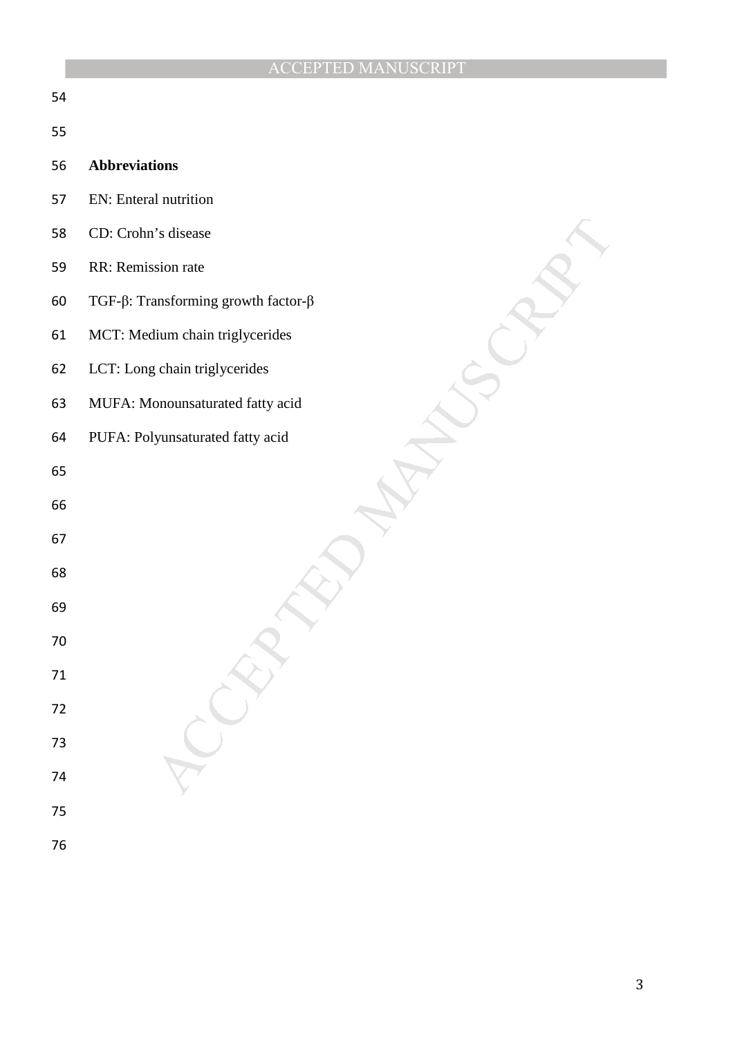**Abbreviations**

EN: Enteral nutrition

CD: Crohn's disease

RR: Remission rate

TGF-β: Transforming growth factor-β

MCT: Medium chain triglycerides

LCT: Long chain triglycerides

MUFA: Monounsaturated fatty acid

PUFA: Polyunsaturated fatty acid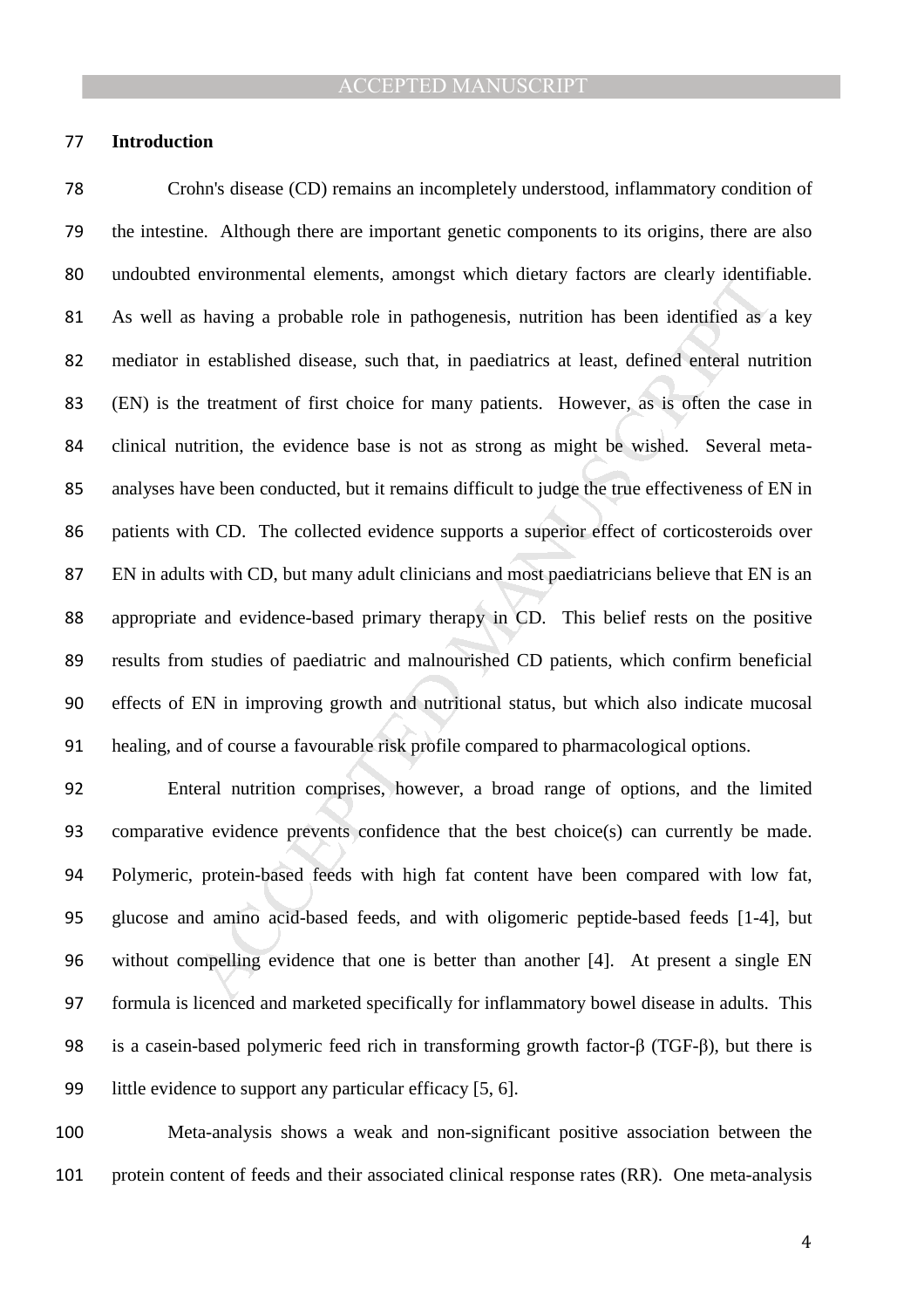## Introduction

Crohn's disease (CD) remains an incompletely understood, inflammatory condition of the intestine. Although there are important genetic components to its origins, there are also undoubted environmental elements, amongst which dietary factors are clearly identifiable. As well as having a probable role in pathogenesis, nutrition has been identified as a key mediator in established disease, such that, in paediatrics at least, defined enteral nutrition (EN) is the treatment of first choice for many patients. However, as is often the case in clinical nutrition, the evidence base is not as strong as might be wished. Several meta-analyses have been conducted, but it remains difficult to judge the true effectiveness of EN in patients with CD. The collected evidence supports a superior effect of corticosteroids over EN in adults with CD, but many adult clinicians and most paediatricians believe that EN is an appropriate and evidence-based primary therapy in CD. This belief rests on the positive results from studies of paediatric and malnourished CD patients, which confirm beneficial effects of EN in improving growth and nutritional status, but which also indicate mucosal healing, and of course a favourable risk profile compared to pharmacological options.

Enteral nutrition comprises, however, a broad range of options, and the limited comparative evidence prevents confidence that the best choice(s) can currently be made. Polymeric, protein-based feeds with high fat content have been compared with low fat, glucose and amino acid-based feeds, and with oligomeric peptide-based feeds [1-4], but without compelling evidence that one is better than another [4]. At present a single EN formula is licenced and marketed specifically for inflammatory bowel disease in adults. This is a casein-based polymeric feed rich in transforming growth factor-β (TGF-β), but there is little evidence to support any particular efficacy [5, 6].

Meta-analysis shows a weak and non-significant positive association between the protein content of feeds and their associated clinical response rates (RR). One meta-analysis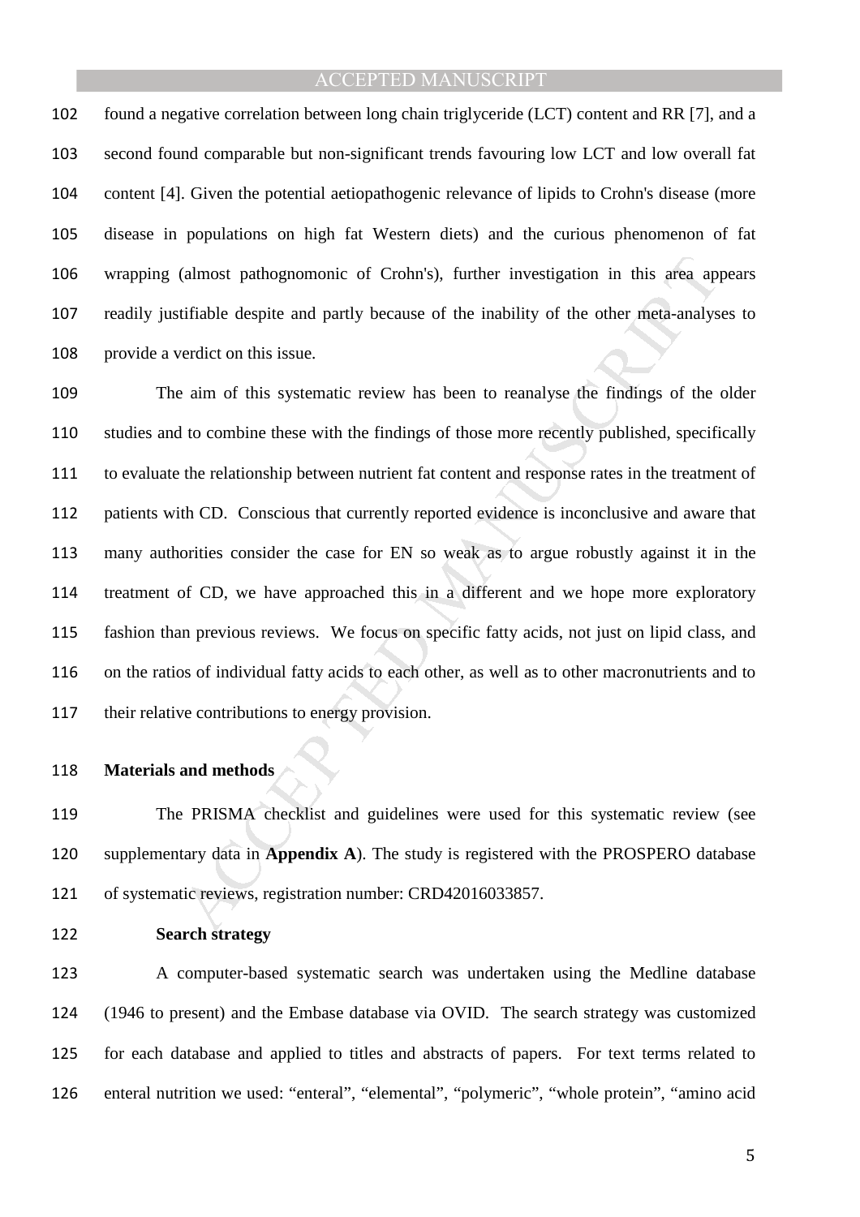found a negative correlation between long chain triglyceride (LCT) content and RR [7], and a second found comparable but non-significant trends favouring low LCT and low overall fat content [4]. Given the potential aetiopathogenic relevance of lipids to Crohn's disease (more disease in populations on high fat Western diets) and the curious phenomenon of fat wrapping (almost pathognomonic of Crohn's), further investigation in this area appears readily justifiable despite and partly because of the inability of the other meta-analyses to provide a verdict on this issue.

The aim of this systematic review has been to reanalyse the findings of the older studies and to combine these with the findings of those more recently published, specifically to evaluate the relationship between nutrient fat content and response rates in the treatment of patients with CD. Conscious that currently reported evidence is inconclusive and aware that many authorities consider the case for EN so weak as to argue robustly against it in the treatment of CD, we have approached this in a different and we hope more exploratory fashion than previous reviews. We focus on specific fatty acids, not just on lipid class, and on the ratios of individual fatty acids to each other, as well as to other macronutrients and to their relative contributions to energy provision.

## Materials and methods

The PRISMA checklist and guidelines were used for this systematic review (see supplementary data in **Appendix A**). The study is registered with the PROSPERO database of systematic reviews, registration number: CRD42016033857.

### Search strategy

A computer-based systematic search was undertaken using the Medline database (1946 to present) and the Embase database via OVID. The search strategy was customized for each database and applied to titles and abstracts of papers. For text terms related to enteral nutrition we used: "enteral", "elemental", "polymeric", "whole protein", "amino acid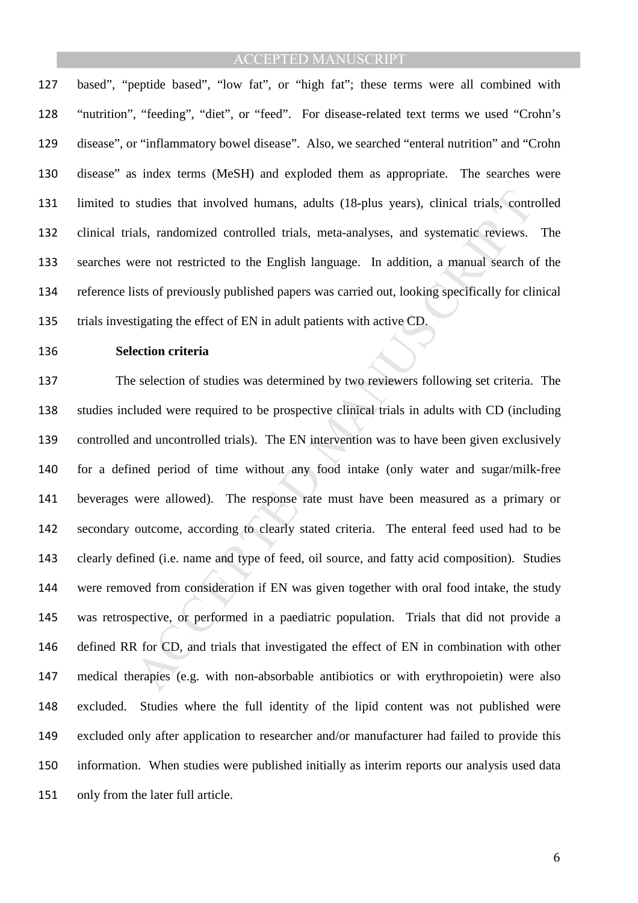based", "peptide based", "low fat", or "high fat"; these terms were all combined with "nutrition", "feeding", "diet", or "feed". For disease-related text terms we used "Crohn's disease", or "inflammatory bowel disease". Also, we searched "enteral nutrition" and "Crohn disease" as index terms (MeSH) and exploded them as appropriate. The searches were limited to studies that involved humans, adults (18-plus years), clinical trials, controlled clinical trials, randomized controlled trials, meta-analyses, and systematic reviews. The searches were not restricted to the English language. In addition, a manual search of the reference lists of previously published papers was carried out, looking specifically for clinical trials investigating the effect of EN in adult patients with active CD.

### Selection criteria

The selection of studies was determined by two reviewers following set criteria. The studies included were required to be prospective clinical trials in adults with CD (including controlled and uncontrolled trials). The EN intervention was to have been given exclusively for a defined period of time without any food intake (only water and sugar/milk-free beverages were allowed). The response rate must have been measured as a primary or secondary outcome, according to clearly stated criteria. The enteral feed used had to be clearly defined (i.e. name and type of feed, oil source, and fatty acid composition). Studies were removed from consideration if EN was given together with oral food intake, the study was retrospective, or performed in a paediatric population. Trials that did not provide a defined RR for CD, and trials that investigated the effect of EN in combination with other medical therapies (e.g. with non-absorbable antibiotics or with erythropoietin) were also excluded. Studies where the full identity of the lipid content was not published were excluded only after application to researcher and/or manufacturer had failed to provide this information. When studies were published initially as interim reports our analysis used data only from the later full article.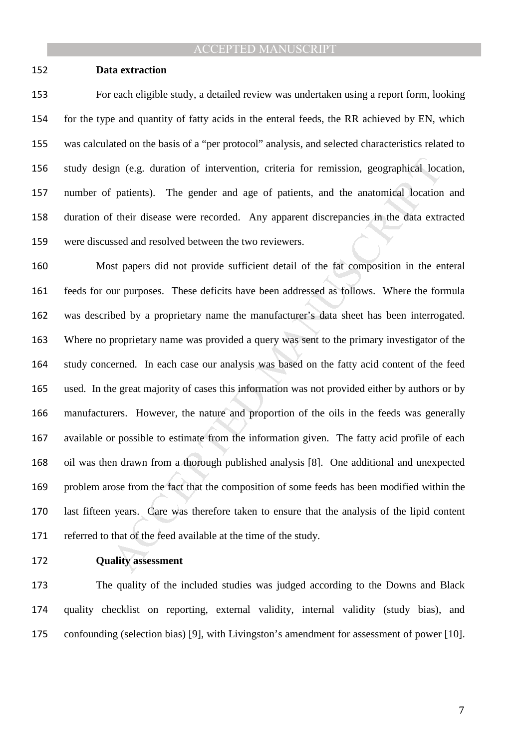### Data extraction

For each eligible study, a detailed review was undertaken using a report form, looking for the type and quantity of fatty acids in the enteral feeds, the RR achieved by EN, which was calculated on the basis of a "per protocol" analysis, and selected characteristics related to study design (e.g. duration of intervention, criteria for remission, geographical location, number of patients). The gender and age of patients, and the anatomical location and duration of their disease were recorded. Any apparent discrepancies in the data extracted were discussed and resolved between the two reviewers.

Most papers did not provide sufficient detail of the fat composition in the enteral feeds for our purposes. These deficits have been addressed as follows. Where the formula was described by a proprietary name the manufacturer's data sheet has been interrogated. Where no proprietary name was provided a query was sent to the primary investigator of the study concerned. In each case our analysis was based on the fatty acid content of the feed used. In the great majority of cases this information was not provided either by authors or by manufacturers. However, the nature and proportion of the oils in the feeds was generally available or possible to estimate from the information given. The fatty acid profile of each oil was then drawn from a thorough published analysis [8]. One additional and unexpected problem arose from the fact that the composition of some feeds has been modified within the last fifteen years. Care was therefore taken to ensure that the analysis of the lipid content referred to that of the feed available at the time of the study.

### Quality assessment

The quality of the included studies was judged according to the Downs and Black quality checklist on reporting, external validity, internal validity (study bias), and confounding (selection bias) [9], with Livingston's amendment for assessment of power [10].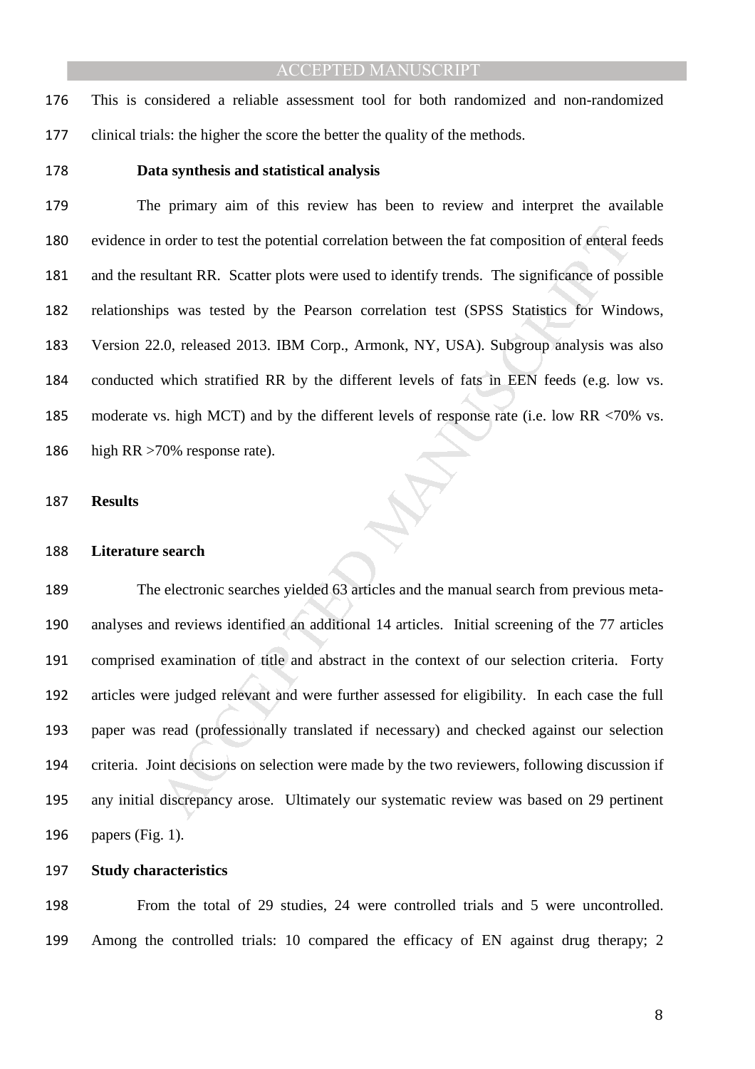This is considered a reliable assessment tool for both randomized and non-randomized clinical trials: the higher the score the better the quality of the methods.

### Data synthesis and statistical analysis

The primary aim of this review has been to review and interpret the available evidence in order to test the potential correlation between the fat composition of enteral feeds and the resultant RR. Scatter plots were used to identify trends. The significance of possible relationships was tested by the Pearson correlation test (SPSS Statistics for Windows, Version 22.0, released 2013. IBM Corp., Armonk, NY, USA). Subgroup analysis was also conducted which stratified RR by the different levels of fats in EEN feeds (e.g. low vs. moderate vs. high MCT) and by the different levels of response rate (i.e. low RR <70% vs. high RR >70% response rate).

## Results

### Literature search

The electronic searches yielded 63 articles and the manual search from previous meta-analyses and reviews identified an additional 14 articles. Initial screening of the 77 articles comprised examination of title and abstract in the context of our selection criteria. Forty articles were judged relevant and were further assessed for eligibility. In each case the full paper was read (professionally translated if necessary) and checked against our selection criteria. Joint decisions on selection were made by the two reviewers, following discussion if any initial discrepancy arose. Ultimately our systematic review was based on 29 pertinent papers (Fig. 1).

### Study characteristics

From the total of 29 studies, 24 were controlled trials and 5 were uncontrolled. Among the controlled trials: 10 compared the efficacy of EN against drug therapy; 2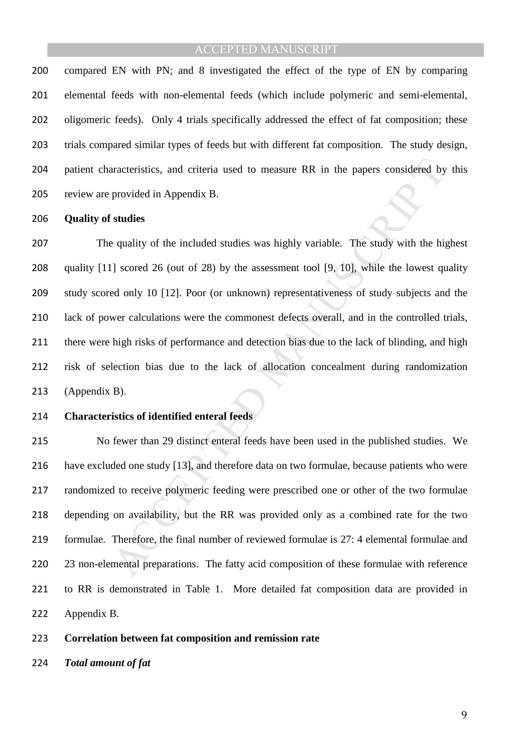compared EN with PN; and 8 investigated the effect of the type of EN by comparing elemental feeds with non-elemental feeds (which include polymeric and semi-elemental, oligomeric feeds). Only 4 trials specifically addressed the effect of fat composition; these trials compared similar types of feeds but with different fat composition. The study design, patient characteristics, and criteria used to measure RR in the papers considered by this review are provided in Appendix B.

**Quality of studies**

The quality of the included studies was highly variable. The study with the highest quality [11] scored 26 (out of 28) by the assessment tool [9, 10], while the lowest quality study scored only 10 [12]. Poor (or unknown) representativeness of study subjects and the lack of power calculations were the commonest defects overall, and in the controlled trials, there were high risks of performance and detection bias due to the lack of blinding, and high risk of selection bias due to the lack of allocation concealment during randomization (Appendix B).

**Characteristics of identified enteral feeds**

No fewer than 29 distinct enteral feeds have been used in the published studies. We have excluded one study [13], and therefore data on two formulae, because patients who were randomized to receive polymeric feeding were prescribed one or other of the two formulae depending on availability, but the RR was provided only as a combined rate for the two formulae. Therefore, the final number of reviewed formulae is 27: 4 elemental formulae and 23 non-elemental preparations. The fatty acid composition of these formulae with reference to RR is demonstrated in Table 1. More detailed fat composition data are provided in Appendix B.

**Correlation between fat composition and remission rate**

***Total amount of fat***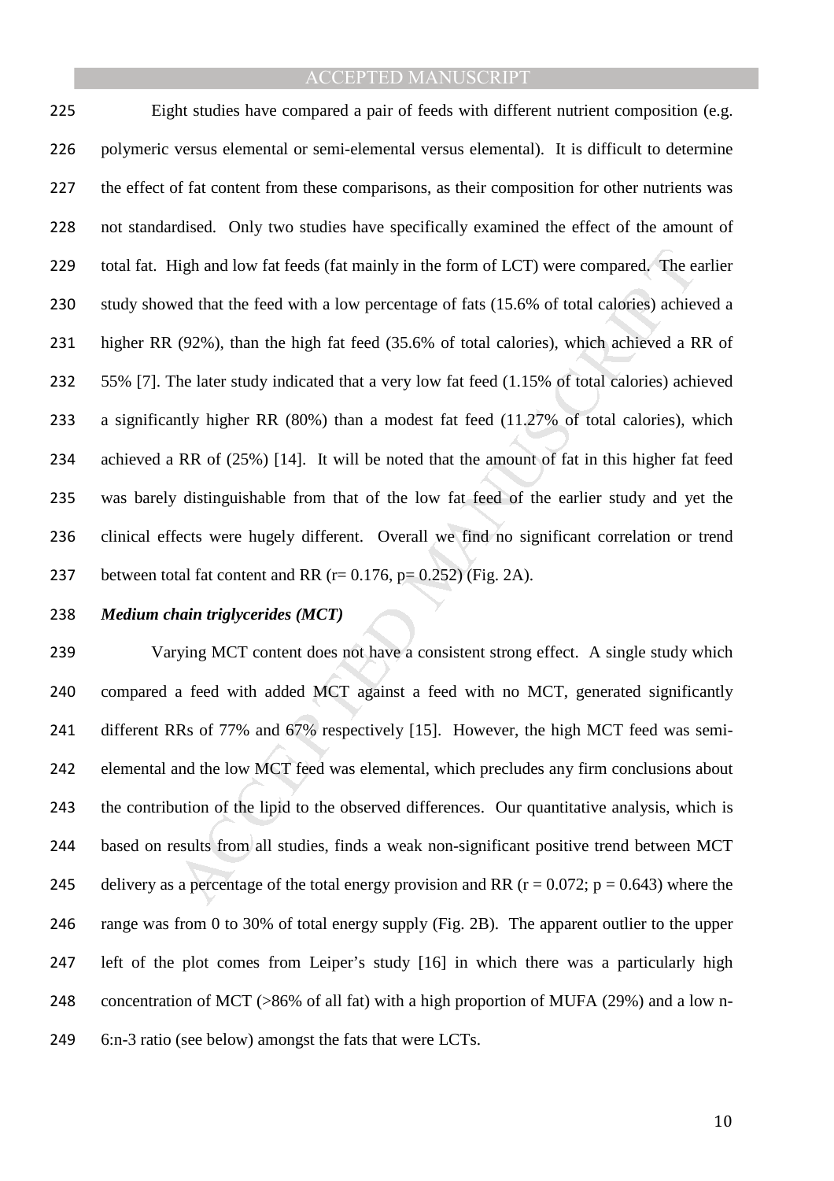Eight studies have compared a pair of feeds with different nutrient composition (e.g. polymeric versus elemental or semi-elemental versus elemental). It is difficult to determine the effect of fat content from these comparisons, as their composition for other nutrients was not standardised. Only two studies have specifically examined the effect of the amount of total fat. High and low fat feeds (fat mainly in the form of LCT) were compared. The earlier study showed that the feed with a low percentage of fats (15.6% of total calories) achieved a higher RR (92%), than the high fat feed (35.6% of total calories), which achieved a RR of 55% [7]. The later study indicated that a very low fat feed (1.15% of total calories) achieved a significantly higher RR (80%) than a modest fat feed (11.27% of total calories), which achieved a RR of (25%) [14]. It will be noted that the amount of fat in this higher fat feed was barely distinguishable from that of the low fat feed of the earlier study and yet the clinical effects were hugely different. Overall we find no significant correlation or trend between total fat content and RR ($r = 0.176$, $p = 0.252$) (Fig. 2A).

***Medium chain triglycerides (MCT)***

Varying MCT content does not have a consistent strong effect. A single study which compared a feed with added MCT against a feed with no MCT, generated significantly different RRs of 77% and 67% respectively [15]. However, the high MCT feed was semi-elemental and the low MCT feed was elemental, which precludes any firm conclusions about the contribution of the lipid to the observed differences. Our quantitative analysis, which is based on results from all studies, finds a weak non-significant positive trend between MCT delivery as a percentage of the total energy provision and RR ($r = 0.072$; $p = 0.643$) where the range was from 0 to 30% of total energy supply (Fig. 2B). The apparent outlier to the upper left of the plot comes from Leiper's study [16] in which there was a particularly high concentration of MCT (>86% of all fat) with a high proportion of MUFA (29%) and a low n-6:n-3 ratio (see below) amongst the fats that were LCTs.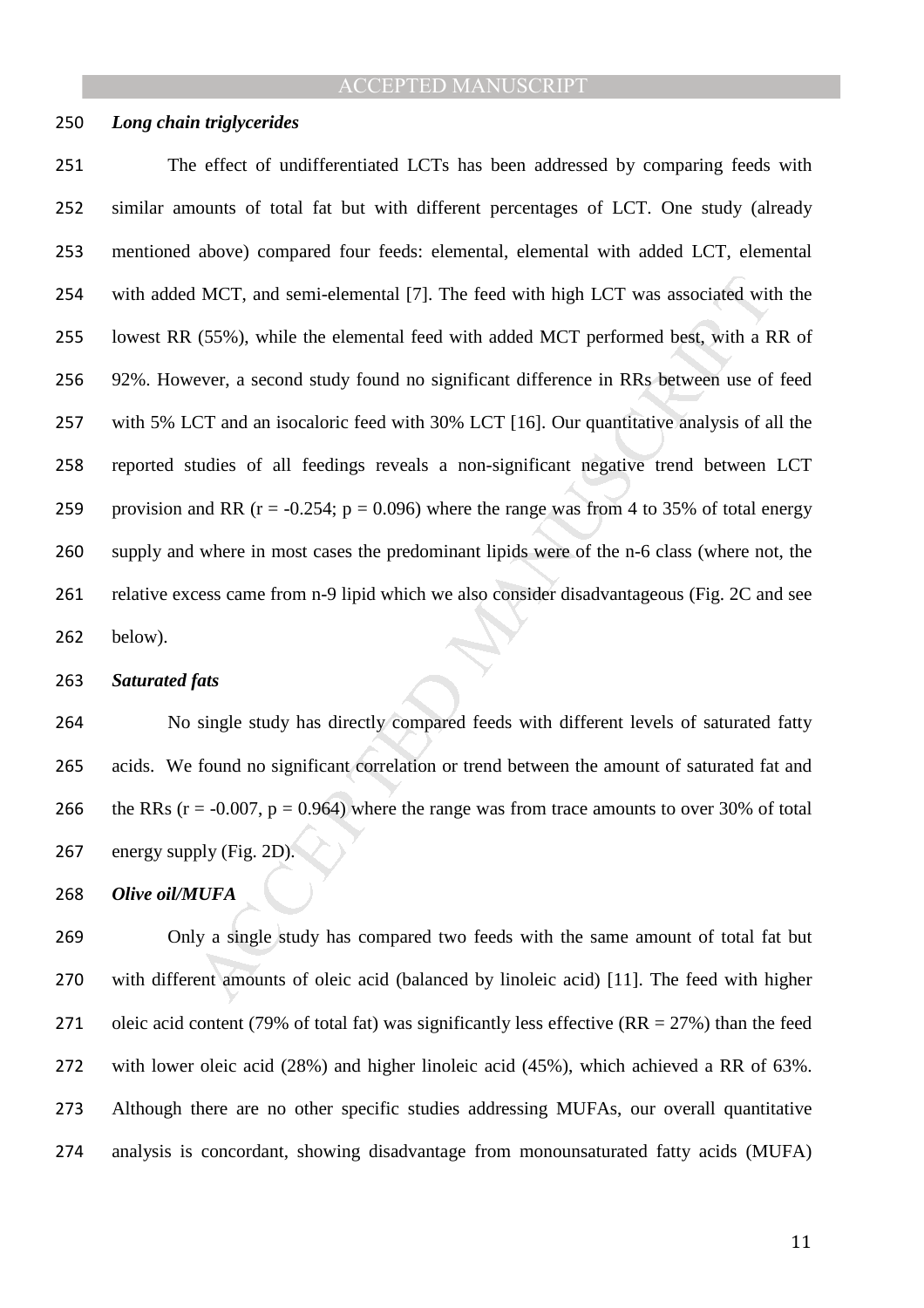***Long chain triglycerides***

The effect of undifferentiated LCTs has been addressed by comparing feeds with similar amounts of total fat but with different percentages of LCT. One study (already mentioned above) compared four feeds: elemental, elemental with added LCT, elemental with added MCT, and semi-elemental [7]. The feed with high LCT was associated with the lowest RR (55%), while the elemental feed with added MCT performed best, with a RR of 92%. However, a second study found no significant difference in RRs between use of feed with 5% LCT and an isocaloric feed with 30% LCT [16]. Our quantitative analysis of all the reported studies of all feedings reveals a non-significant negative trend between LCT provision and RR ($r = -0.254$; $p = 0.096$) where the range was from 4 to 35% of total energy supply and where in most cases the predominant lipids were of the n-6 class (where not, the relative excess came from n-9 lipid which we also consider disadvantageous (Fig. 2C and see below).

***Saturated fats***

No single study has directly compared feeds with different levels of saturated fatty acids. We found no significant correlation or trend between the amount of saturated fat and the RRs ($r = -0.007$, $p = 0.964$) where the range was from trace amounts to over 30% of total energy supply (Fig. 2D).

***Olive oil/MUFA***

Only a single study has compared two feeds with the same amount of total fat but with different amounts of oleic acid (balanced by linoleic acid) [11]. The feed with higher oleic acid content (79% of total fat) was significantly less effective (RR = 27%) than the feed with lower oleic acid (28%) and higher linoleic acid (45%), which achieved a RR of 63%. Although there are no other specific studies addressing MUFAs, our overall quantitative analysis is concordant, showing disadvantage from monounsaturated fatty acids (MUFA)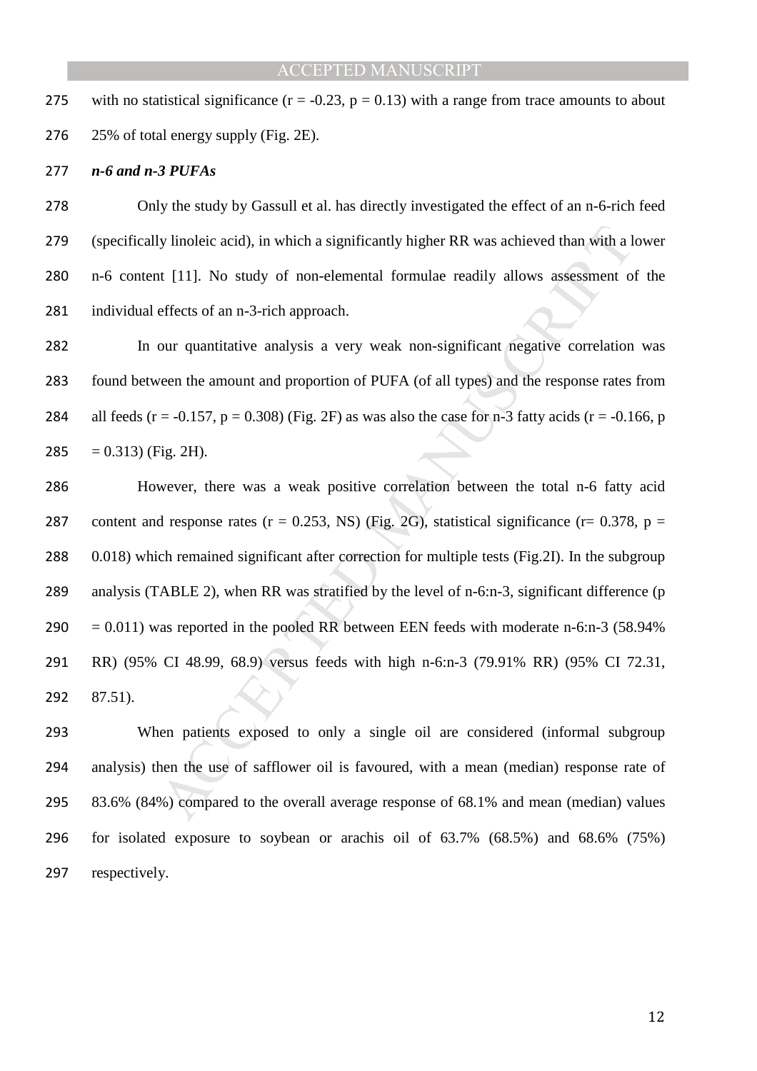with no statistical significance ($r = -0.23$, $p = 0.13$) with a range from trace amounts to about 25% of total energy supply (Fig. 2E).

***n-6 and n-3 PUFAs***

Only the study by Gassull et al. has directly investigated the effect of an n-6-rich feed (specifically linoleic acid), in which a significantly higher RR was achieved than with a lower n-6 content [11]. No study of non-elemental formulae readily allows assessment of the individual effects of an n-3-rich approach.

In our quantitative analysis a very weak non-significant negative correlation was found between the amount and proportion of PUFA (of all types) and the response rates from all feeds ($r = -0.157$, $p = 0.308$) (Fig. 2F) as was also the case for n-3 fatty acids ($r = -0.166$, $p = 0.313$) (Fig. 2H).

However, there was a weak positive correlation between the total n-6 fatty acid content and response rates ($r = 0.253$, NS) (Fig. 2G), statistical significance ($r= 0.378$, $p = 0.018$) which remained significant after correction for multiple tests (Fig.2I). In the subgroup analysis (TABLE 2), when RR was stratified by the level of n-6:n-3, significant difference ($p = 0.011$) was reported in the pooled RR between EEN feeds with moderate n-6:n-3 (58.94% RR) (95% CI 48.99, 68.9) versus feeds with high n-6:n-3 (79.91% RR) (95% CI 72.31, 87.51).

When patients exposed to only a single oil are considered (informal subgroup analysis) then the use of safflower oil is favoured, with a mean (median) response rate of 83.6% (84%) compared to the overall average response of 68.1% and mean (median) values for isolated exposure to soybean or arachis oil of 63.7% (68.5%) and 68.6% (75%) respectively.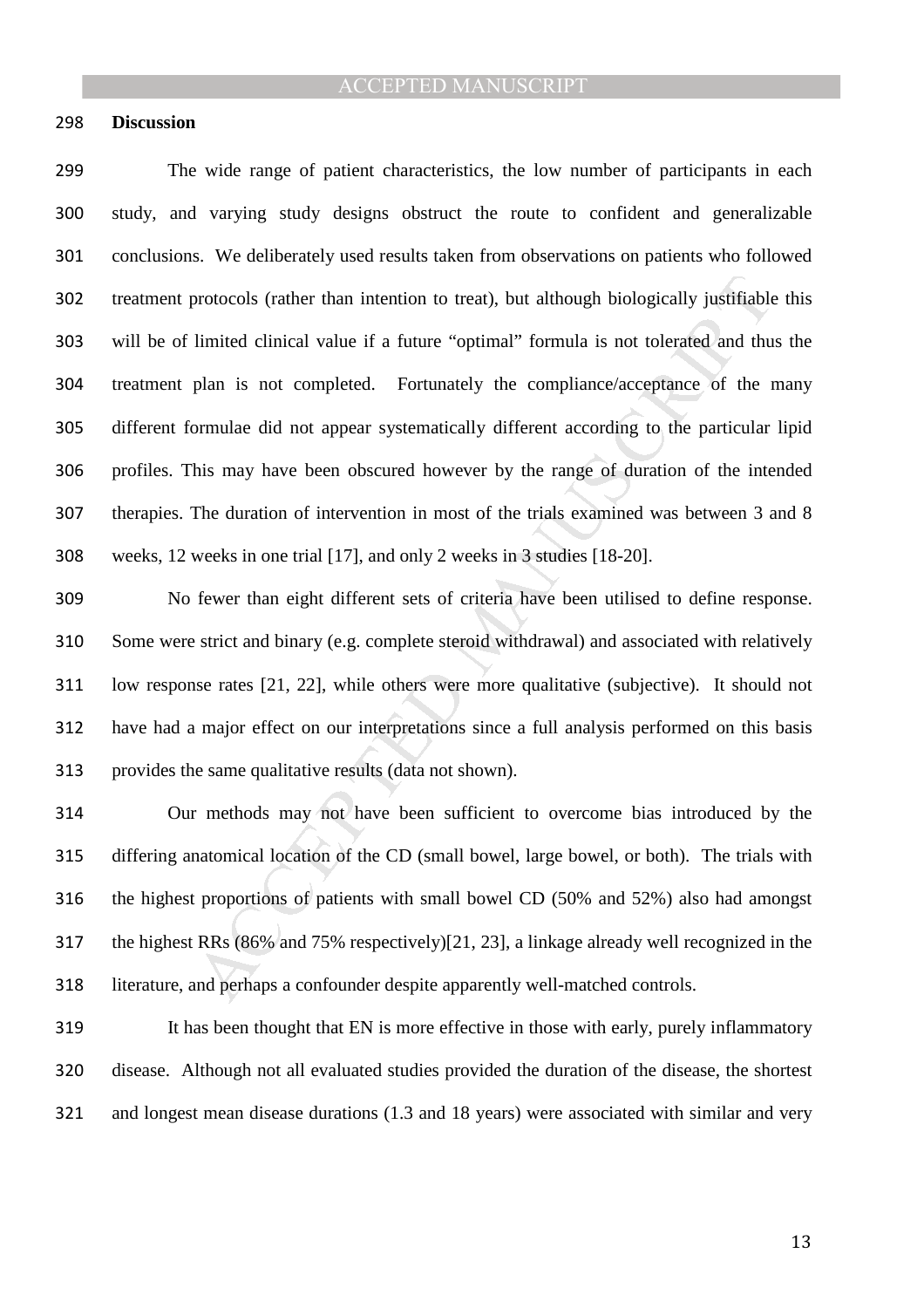## Discussion

The wide range of patient characteristics, the low number of participants in each study, and varying study designs obstruct the route to confident and generalizable conclusions. We deliberately used results taken from observations on patients who followed treatment protocols (rather than intention to treat), but although biologically justifiable this will be of limited clinical value if a future "optimal" formula is not tolerated and thus the treatment plan is not completed. Fortunately the compliance/acceptance of the many different formulae did not appear systematically different according to the particular lipid profiles. This may have been obscured however by the range of duration of the intended therapies. The duration of intervention in most of the trials examined was between 3 and 8 weeks, 12 weeks in one trial [17], and only 2 weeks in 3 studies [18-20].

No fewer than eight different sets of criteria have been utilised to define response. Some were strict and binary (e.g. complete steroid withdrawal) and associated with relatively low response rates [21, 22], while others were more qualitative (subjective). It should not have had a major effect on our interpretations since a full analysis performed on this basis provides the same qualitative results (data not shown).

Our methods may not have been sufficient to overcome bias introduced by the differing anatomical location of the CD (small bowel, large bowel, or both). The trials with the highest proportions of patients with small bowel CD (50% and 52%) also had amongst the highest RRs (86% and 75% respectively)[21, 23], a linkage already well recognized in the literature, and perhaps a confounder despite apparently well-matched controls.

It has been thought that EN is more effective in those with early, purely inflammatory disease. Although not all evaluated studies provided the duration of the disease, the shortest and longest mean disease durations (1.3 and 18 years) were associated with similar and very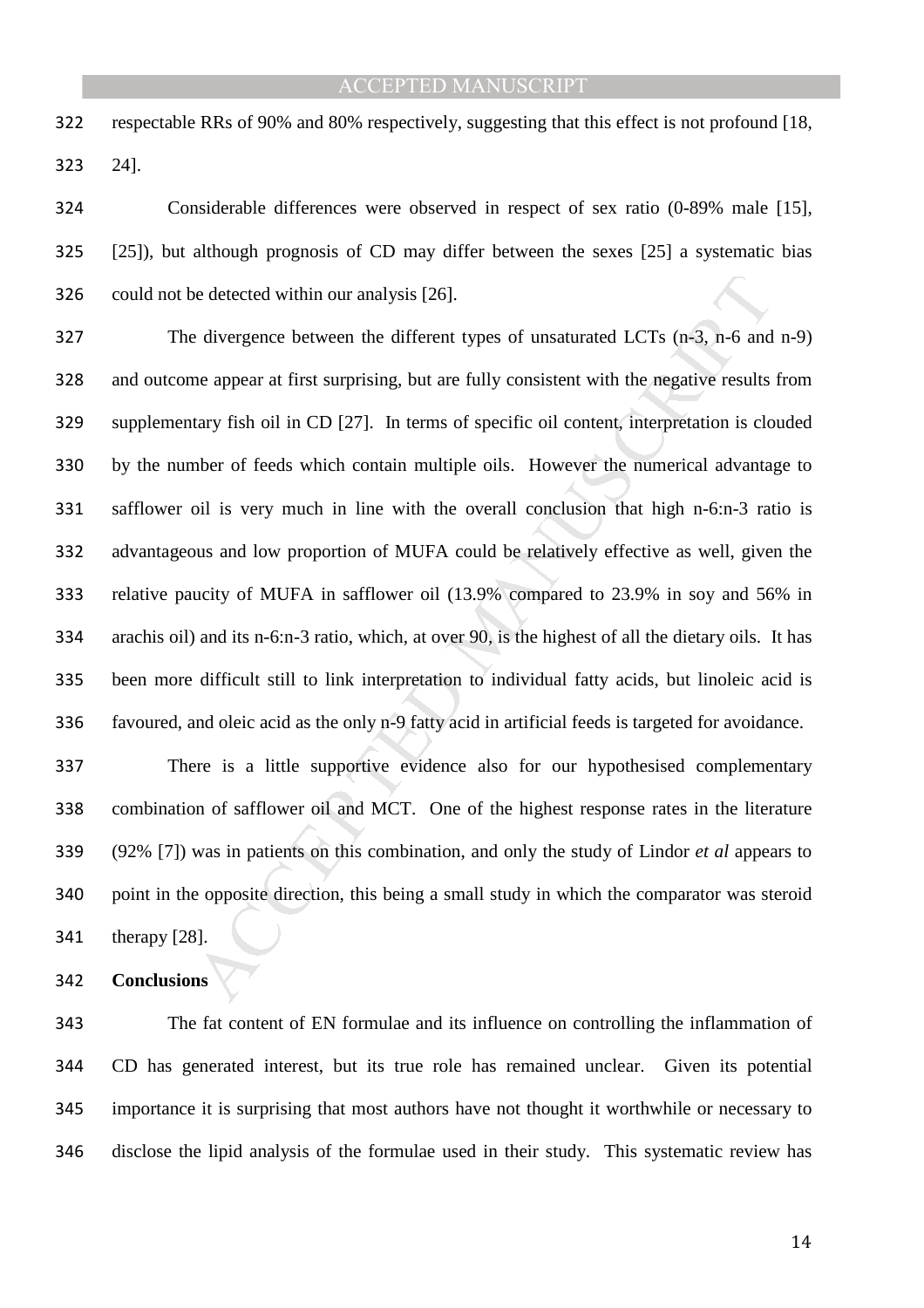respectable RRs of 90% and 80% respectively, suggesting that this effect is not profound [18, 24].

Considerable differences were observed in respect of sex ratio (0-89% male [15], [25]), but although prognosis of CD may differ between the sexes [25] a systematic bias could not be detected within our analysis [26].

The divergence between the different types of unsaturated LCTs (n-3, n-6 and n-9) and outcome appear at first surprising, but are fully consistent with the negative results from supplementary fish oil in CD [27]. In terms of specific oil content, interpretation is clouded by the number of feeds which contain multiple oils. However the numerical advantage to safflower oil is very much in line with the overall conclusion that high n-6:n-3 ratio is advantageous and low proportion of MUFA could be relatively effective as well, given the relative paucity of MUFA in safflower oil (13.9% compared to 23.9% in soy and 56% in arachis oil) and its n-6:n-3 ratio, which, at over 90, is the highest of all the dietary oils. It has been more difficult still to link interpretation to individual fatty acids, but linoleic acid is favoured, and oleic acid as the only n-9 fatty acid in artificial feeds is targeted for avoidance.

There is a little supportive evidence also for our hypothesised complementary combination of safflower oil and MCT. One of the highest response rates in the literature (92% [7]) was in patients on this combination, and only the study of Lindor *et al* appears to point in the opposite direction, this being a small study in which the comparator was steroid therapy [28].

## Conclusions

The fat content of EN formulae and its influence on controlling the inflammation of CD has generated interest, but its true role has remained unclear. Given its potential importance it is surprising that most authors have not thought it worthwhile or necessary to disclose the lipid analysis of the formulae used in their study. This systematic review has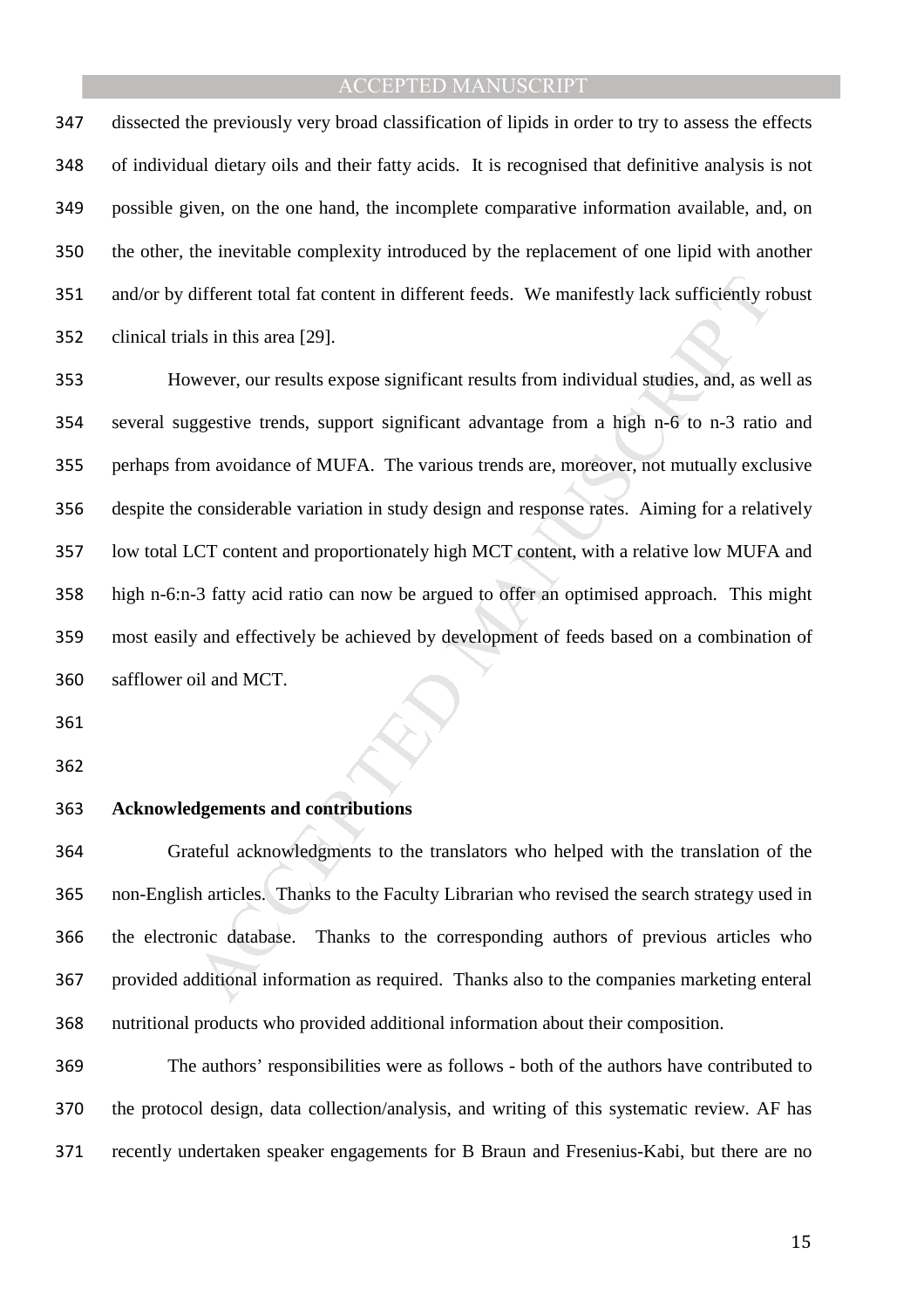dissected the previously very broad classification of lipids in order to try to assess the effects of individual dietary oils and their fatty acids. It is recognised that definitive analysis is not possible given, on the one hand, the incomplete comparative information available, and, on the other, the inevitable complexity introduced by the replacement of one lipid with another and/or by different total fat content in different feeds. We manifestly lack sufficiently robust clinical trials in this area [29].

However, our results expose significant results from individual studies, and, as well as several suggestive trends, support significant advantage from a high n-6 to n-3 ratio and perhaps from avoidance of MUFA. The various trends are, moreover, not mutually exclusive despite the considerable variation in study design and response rates. Aiming for a relatively low total LCT content and proportionately high MCT content, with a relative low MUFA and high n-6:n-3 fatty acid ratio can now be argued to offer an optimised approach. This might most easily and effectively be achieved by development of feeds based on a combination of safflower oil and MCT.

## Acknowledgements and contributions

Grateful acknowledgments to the translators who helped with the translation of the non-English articles. Thanks to the Faculty Librarian who revised the search strategy used in the electronic database. Thanks to the corresponding authors of previous articles who provided additional information as required. Thanks also to the companies marketing enteral nutritional products who provided additional information about their composition.

The authors' responsibilities were as follows - both of the authors have contributed to the protocol design, data collection/analysis, and writing of this systematic review. AF has recently undertaken speaker engagements for B Braun and Fresenius-Kabi, but there are no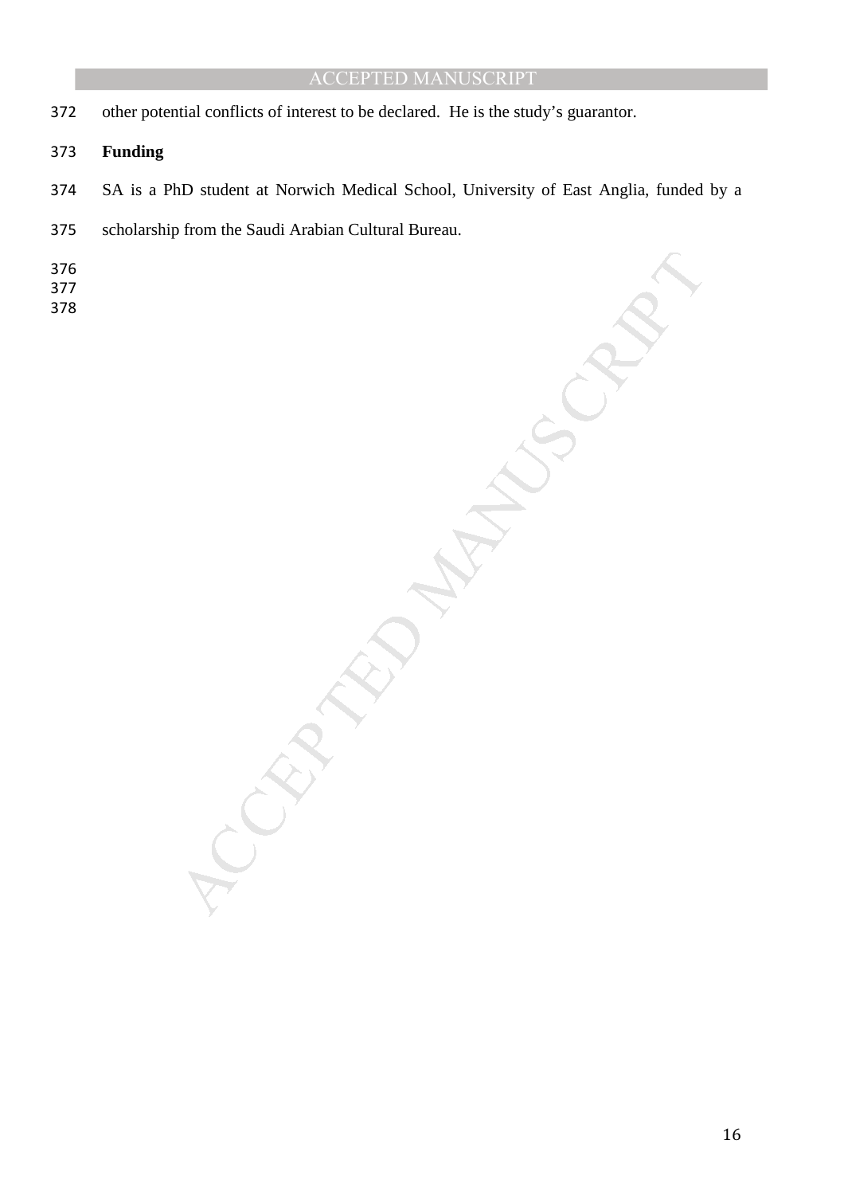other potential conflicts of interest to be declared. He is the study's guarantor.

**Funding**

SA is a PhD student at Norwich Medical School, University of East Anglia, funded by a scholarship from the Saudi Arabian Cultural Bureau.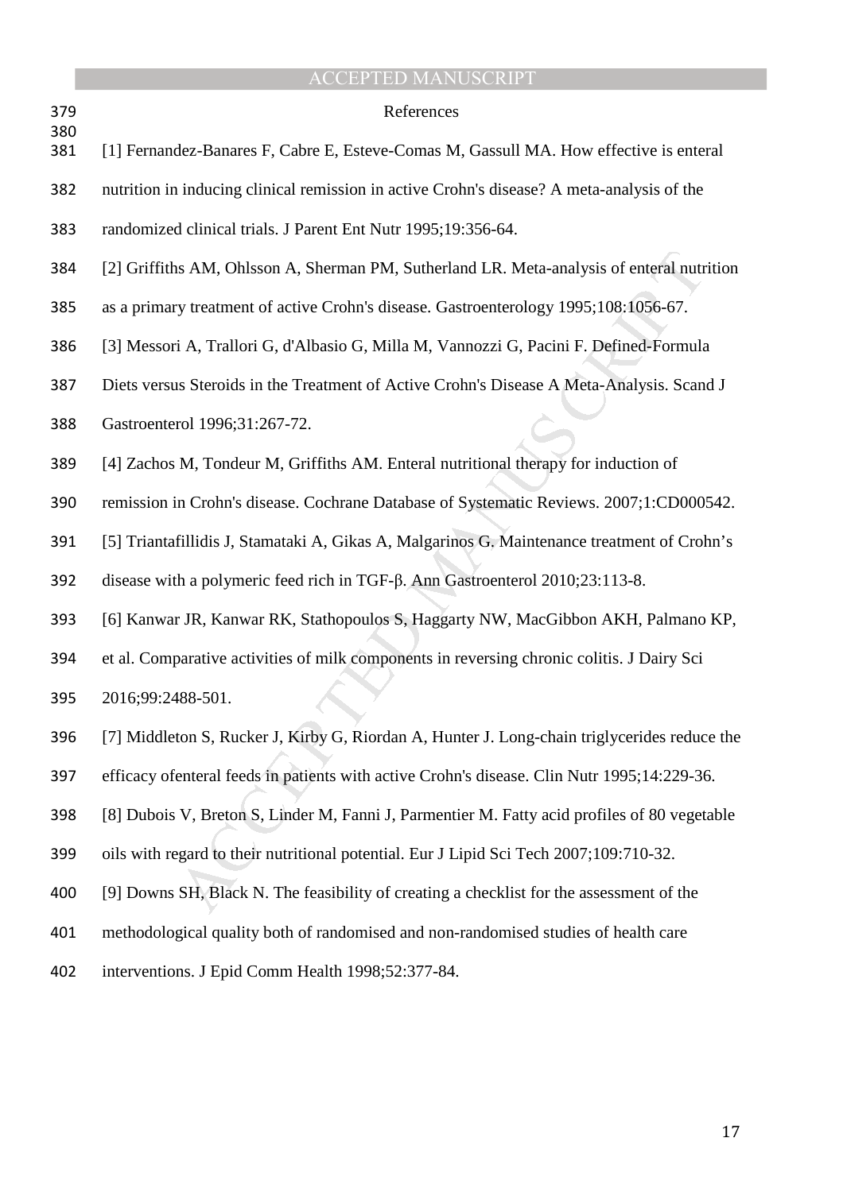# References

[1] Fernandez-Banares F, Cabre E, Esteve-Comas M, Gassull MA. How effective is enteral nutrition in inducing clinical remission in active Crohn's disease? A meta-analysis of the randomized clinical trials. J Parent Ent Nutr 1995;19:356-64.

[2] Griffiths AM, Ohlsson A, Sherman PM, Sutherland LR. Meta-analysis of enteral nutrition as a primary treatment of active Crohn's disease. Gastroenterology 1995;108:1056-67.

[3] Messori A, Trallori G, d'Albasio G, Milla M, Vannozzi G, Pacini F. Defined-Formula Diets versus Steroids in the Treatment of Active Crohn's Disease A Meta-Analysis. Scand J Gastroenterol 1996;31:267-72.

[4] Zachos M, Tondeur M, Griffiths AM. Enteral nutritional therapy for induction of remission in Crohn's disease. Cochrane Database of Systematic Reviews. 2007;1:CD000542.

[5] Triantafillidis J, Stamataki A, Gikas A, Malgarinos G. Maintenance treatment of Crohn's disease with a polymeric feed rich in TGF-β. Ann Gastroenterol 2010;23:113-8.

[6] Kanwar JR, Kanwar RK, Stathopoulos S, Haggarty NW, MacGibbon AKH, Palmano KP, et al. Comparative activities of milk components in reversing chronic colitis. J Dairy Sci 2016;99:2488-501.

[7] Middleton S, Rucker J, Kirby G, Riordan A, Hunter J. Long-chain triglycerides reduce the efficacy ofenteral feeds in patients with active Crohn's disease. Clin Nutr 1995;14:229-36.

[8] Dubois V, Breton S, Linder M, Fanni J, Parmentier M. Fatty acid profiles of 80 vegetable oils with regard to their nutritional potential. Eur J Lipid Sci Tech 2007;109:710-32.

[9] Downs SH, Black N. The feasibility of creating a checklist for the assessment of the methodological quality both of randomised and non-randomised studies of health care interventions. J Epid Comm Health 1998;52:377-84.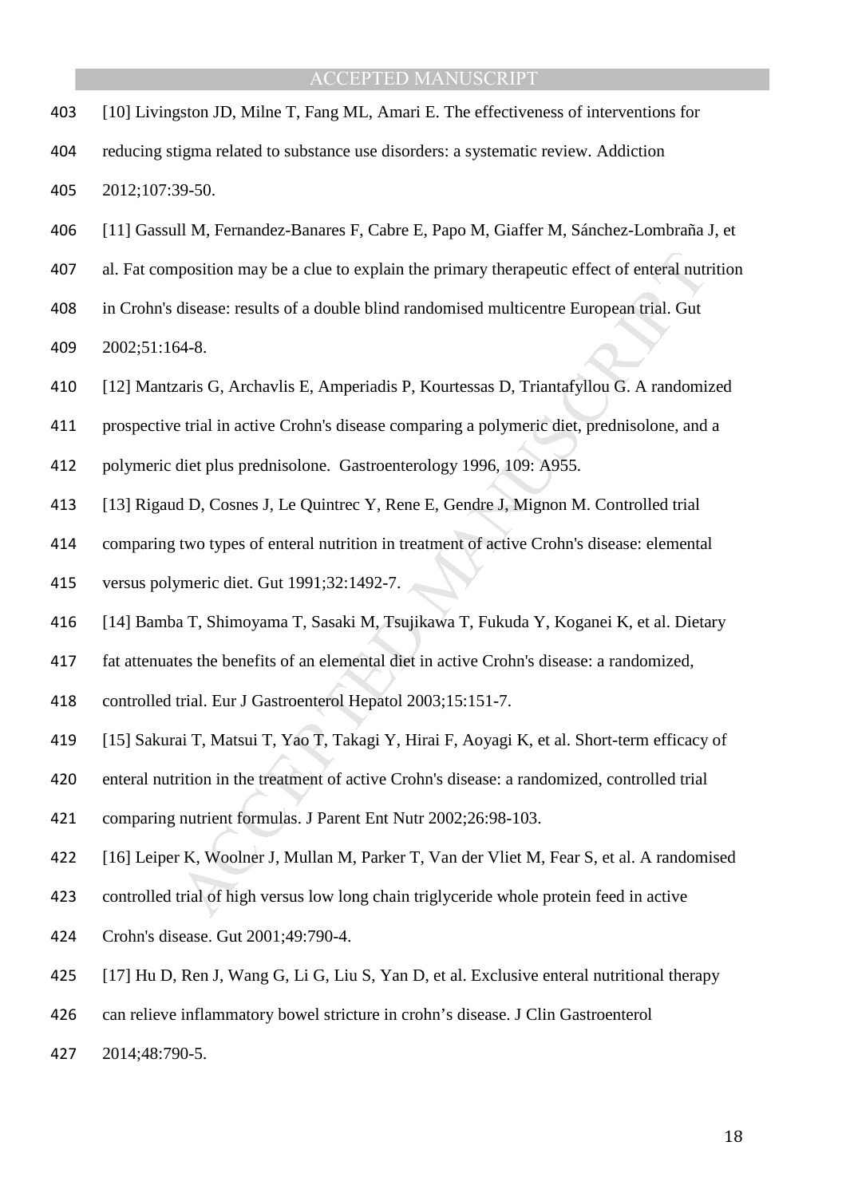[10] Livingston JD, Milne T, Fang ML, Amari E. The effectiveness of interventions for reducing stigma related to substance use disorders: a systematic review. Addiction 2012;107:39-50.

[11] Gassull M, Fernandez-Banares F, Cabre E, Papo M, Giaffer M, Sánchez-Lombraña J, et al. Fat composition may be a clue to explain the primary therapeutic effect of enteral nutrition in Crohn's disease: results of a double blind randomised multicentre European trial. Gut 2002;51:164-8.

[12] Mantzaris G, Archavlis E, Amperiadis P, Kourtessas D, Triantafyllou G. A randomized prospective trial in active Crohn's disease comparing a polymeric diet, prednisolone, and a polymeric diet plus prednisolone. Gastroenterology 1996, 109: A955.

[13] Rigaud D, Cosnes J, Le Quintrec Y, Rene E, Gendre J, Mignon M. Controlled trial comparing two types of enteral nutrition in treatment of active Crohn's disease: elemental versus polymeric diet. Gut 1991;32:1492-7.

[14] Bamba T, Shimoyama T, Sasaki M, Tsujikawa T, Fukuda Y, Koganei K, et al. Dietary fat attenuates the benefits of an elemental diet in active Crohn's disease: a randomized, controlled trial. Eur J Gastroenterol Hepatol 2003;15:151-7.

[15] Sakurai T, Matsui T, Yao T, Takagi Y, Hirai F, Aoyagi K, et al. Short-term efficacy of enteral nutrition in the treatment of active Crohn's disease: a randomized, controlled trial comparing nutrient formulas. J Parent Ent Nutr 2002;26:98-103.

[16] Leiper K, Woolner J, Mullan M, Parker T, Van der Vliet M, Fear S, et al. A randomised controlled trial of high versus low long chain triglyceride whole protein feed in active Crohn's disease. Gut 2001;49:790-4.

[17] Hu D, Ren J, Wang G, Li G, Liu S, Yan D, et al. Exclusive enteral nutritional therapy can relieve inflammatory bowel stricture in crohn's disease. J Clin Gastroenterol 2014;48:790-5.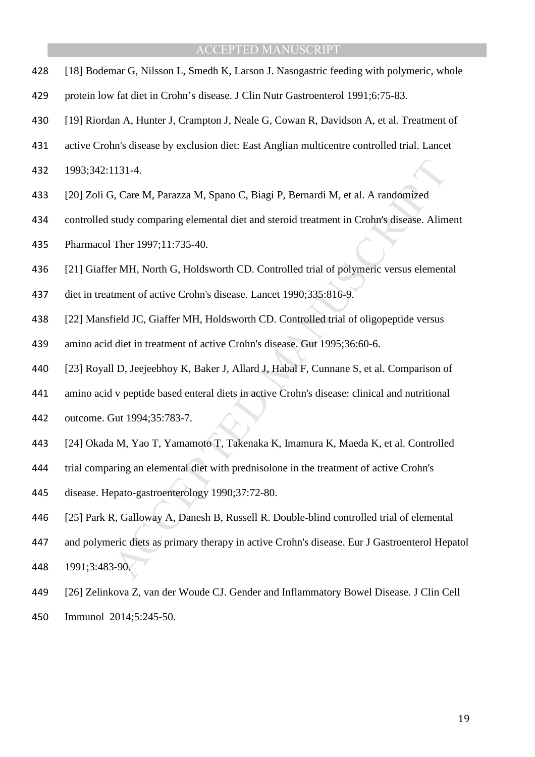[18] Bodemar G, Nilsson L, Smedh K, Larson J. Nasogastric feeding with polymeric, whole protein low fat diet in Crohn's disease. J Clin Nutr Gastroenterol 1991;6:75-83.

[19] Riordan A, Hunter J, Crampton J, Neale G, Cowan R, Davidson A, et al. Treatment of active Crohn's disease by exclusion diet: East Anglian multicentre controlled trial. Lancet 1993;342:1131-4.

[20] Zoli G, Care M, Parazza M, Spano C, Biagi P, Bernardi M, et al. A randomized controlled study comparing elemental diet and steroid treatment in Crohn's disease. Aliment Pharmacol Ther 1997;11:735-40.

[21] Giaffer MH, North G, Holdsworth CD. Controlled trial of polymeric versus elemental diet in treatment of active Crohn's disease. Lancet 1990;335:816-9.

[22] Mansfield JC, Giaffer MH, Holdsworth CD. Controlled trial of oligopeptide versus amino acid diet in treatment of active Crohn's disease. Gut 1995;36:60-6.

[23] Royall D, Jeejeebhoy K, Baker J, Allard J, Habal F, Cunnane S, et al. Comparison of amino acid v peptide based enteral diets in active Crohn's disease: clinical and nutritional outcome. Gut 1994;35:783-7.

[24] Okada M, Yao T, Yamamoto T, Takenaka K, Imamura K, Maeda K, et al. Controlled trial comparing an elemental diet with prednisolone in the treatment of active Crohn's disease. Hepato-gastroenterology 1990;37:72-80.

[25] Park R, Galloway A, Danesh B, Russell R. Double-blind controlled trial of elemental and polymeric diets as primary therapy in active Crohn's disease. Eur J Gastroenterol Hepatol 1991;3:483-90.

[26] Zelinkova Z, van der Woude CJ. Gender and Inflammatory Bowel Disease. J Clin Cell Immunol 2014;5:245-50.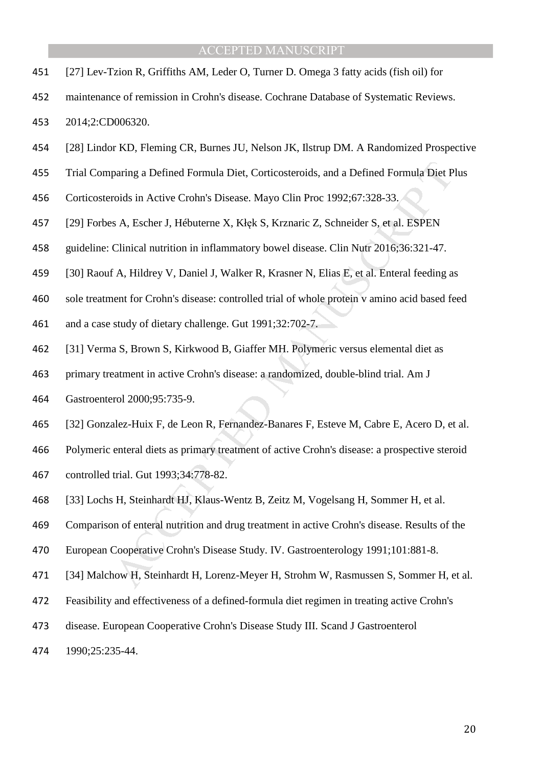[27] Lev-Tzion R, Griffiths AM, Leder O, Turner D. Omega 3 fatty acids (fish oil) for maintenance of remission in Crohn's disease. Cochrane Database of Systematic Reviews. 2014;2:CD006320.

[28] Lindor KD, Fleming CR, Burnes JU, Nelson JK, Ilstrup DM. A Randomized Prospective Trial Comparing a Defined Formula Diet, Corticosteroids, and a Defined Formula Diet Plus Corticosteroids in Active Crohn's Disease. Mayo Clin Proc 1992;67:328-33.

[29] Forbes A, Escher J, Hébuterne X, Kłęk S, Krznaric Z, Schneider S, et al. ESPEN guideline: Clinical nutrition in inflammatory bowel disease. Clin Nutr 2016;36:321-47.

[30] Raouf A, Hildrey V, Daniel J, Walker R, Krasner N, Elias E, et al. Enteral feeding as sole treatment for Crohn's disease: controlled trial of whole protein v amino acid based feed and a case study of dietary challenge. Gut 1991;32:702-7.

[31] Verma S, Brown S, Kirkwood B, Giaffer MH. Polymeric versus elemental diet as primary treatment in active Crohn's disease: a randomized, double-blind trial. Am J Gastroenterol 2000;95:735-9.

[32] Gonzalez-Huix F, de Leon R, Fernandez-Banares F, Esteve M, Cabre E, Acero D, et al. Polymeric enteral diets as primary treatment of active Crohn's disease: a prospective steroid controlled trial. Gut 1993;34:778-82.

[33] Lochs H, Steinhardt HJ, Klaus-Wentz B, Zeitz M, Vogelsang H, Sommer H, et al. Comparison of enteral nutrition and drug treatment in active Crohn's disease. Results of the European Cooperative Crohn's Disease Study. IV. Gastroenterology 1991;101:881-8.

[34] Malchow H, Steinhardt H, Lorenz-Meyer H, Strohm W, Rasmussen S, Sommer H, et al. Feasibility and effectiveness of a defined-formula diet regimen in treating active Crohn's disease. European Cooperative Crohn's Disease Study III. Scand J Gastroenterol 1990;25:235-44.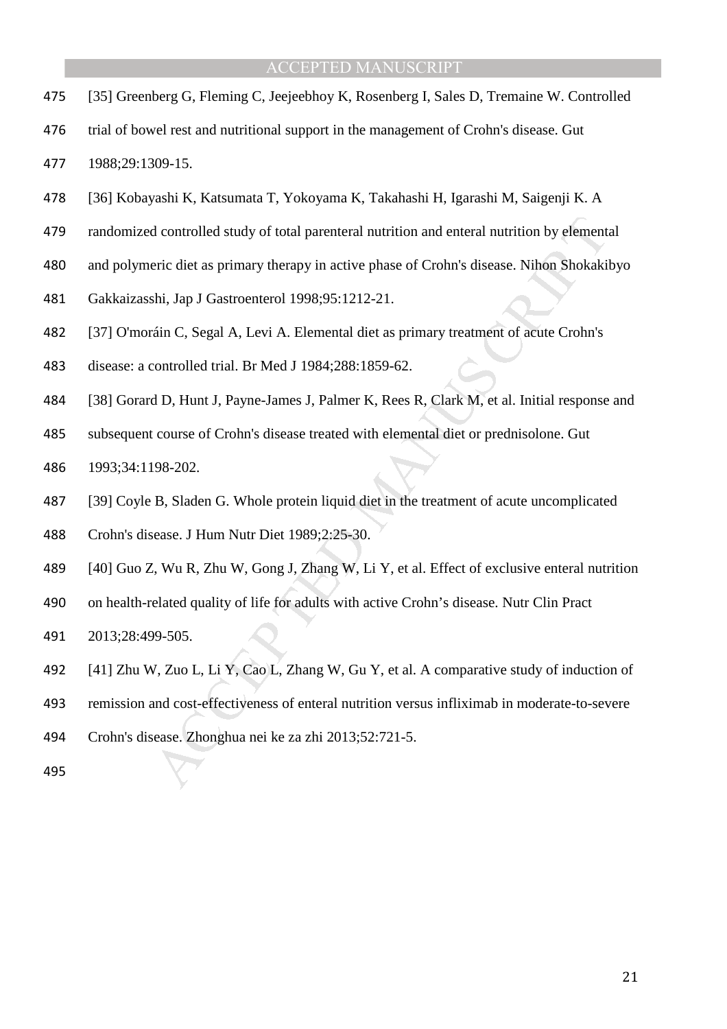[35] Greenberg G, Fleming C, Jeejeebhoy K, Rosenberg I, Sales D, Tremaine W. Controlled trial of bowel rest and nutritional support in the management of Crohn's disease. Gut 1988;29:1309-15.

[36] Kobayashi K, Katsumata T, Yokoyama K, Takahashi H, Igarashi M, Saigenji K. A randomized controlled study of total parenteral nutrition and enteral nutrition by elemental and polymeric diet as primary therapy in active phase of Crohn's disease. Nihon Shokakibyo Gakkaizasshi, Jap J Gastroenterol 1998;95:1212-21.

[37] O'moráin C, Segal A, Levi A. Elemental diet as primary treatment of acute Crohn's disease: a controlled trial. Br Med J 1984;288:1859-62.

[38] Gorard D, Hunt J, Payne-James J, Palmer K, Rees R, Clark M, et al. Initial response and subsequent course of Crohn's disease treated with elemental diet or prednisolone. Gut 1993;34:1198-202.

[39] Coyle B, Sladen G. Whole protein liquid diet in the treatment of acute uncomplicated Crohn's disease. J Hum Nutr Diet 1989;2:25-30.

[40] Guo Z, Wu R, Zhu W, Gong J, Zhang W, Li Y, et al. Effect of exclusive enteral nutrition on health-related quality of life for adults with active Crohn's disease. Nutr Clin Pract 2013;28:499-505.

[41] Zhu W, Zuo L, Li Y, Cao L, Zhang W, Gu Y, et al. A comparative study of induction of remission and cost-effectiveness of enteral nutrition versus infliximab in moderate-to-severe Crohn's disease. Zhonghua nei ke za zhi 2013;52:721-5.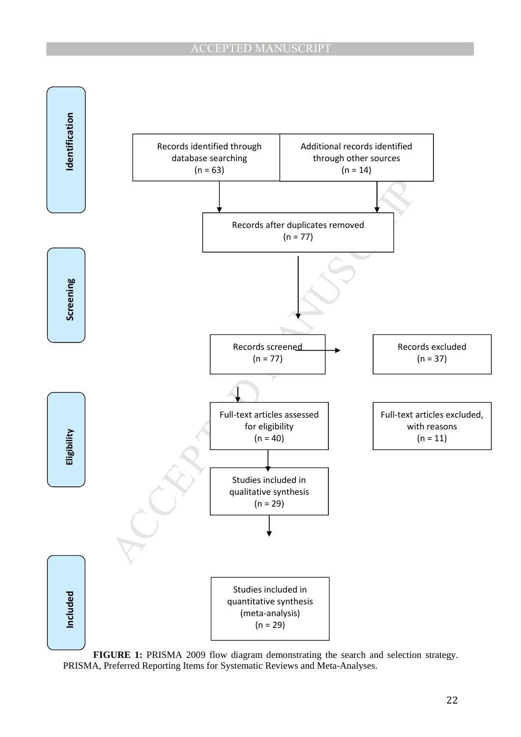**Identification**

Records identified through database searching (n = 63)

Additional records identified through other sources (n = 14)

Records after duplicates removed (n = 77)

**Screening**

Records screened (n = 77)

Records excluded (n = 37)

**Eligibility**

Full-text articles assessed for eligibility (n = 40)

Full-text articles excluded, with reasons (n = 11)

Studies included in qualitative synthesis (n = 29)

**Included**

Studies included in quantitative synthesis (meta-analysis) (n = 29)

**FIGURE 1:** PRISMA 2009 flow diagram demonstrating the search and selection strategy. PRISMA, Preferred Reporting Items for Systematic Reviews and Meta-Analyses.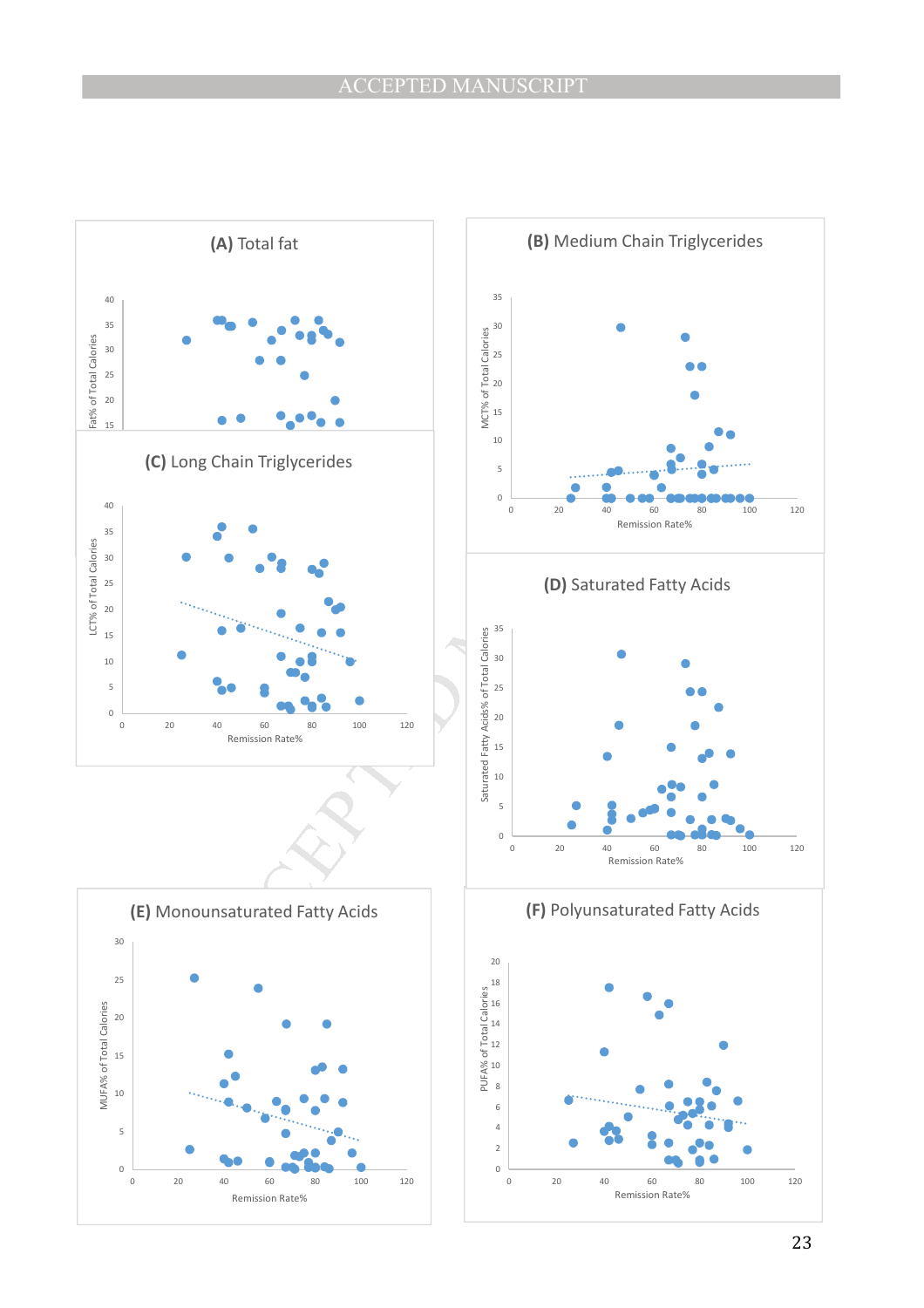**(A)** Total fat

**(B)** Medium Chain Triglycerides

**(C)** Long Chain Triglycerides

**(D)** Saturated Fatty Acids

**(E)** Monounsaturated Fatty Acids

**(F)** Polyunsaturated Fatty Acids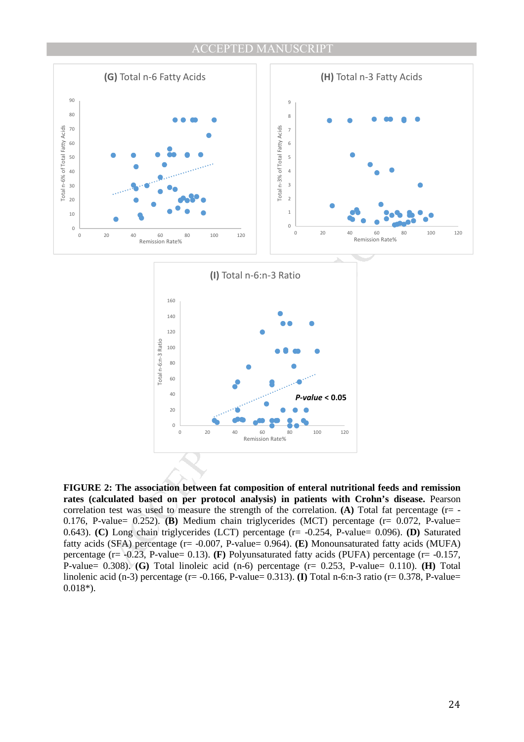**FIGURE 2: The association between fat composition of enteral nutritional feeds and remission rates (calculated based on per protocol analysis) in patients with Crohn's disease.** Pearson correlation test was used to measure the strength of the correlation. **(A)** Total fat percentage (r= -0.176, P-value= 0.252). **(B)** Medium chain triglycerides (MCT) percentage (r= 0.072, P-value= 0.643). **(C)** Long chain triglycerides (LCT) percentage (r= -0.254, P-value= 0.096). **(D)** Saturated fatty acids (SFA) percentage (r= -0.007, P-value= 0.964). **(E)** Monounsaturated fatty acids (MUFA) percentage (r= -0.23, P-value= 0.13). **(F)** Polyunsaturated fatty acids (PUFA) percentage (r= -0.157, P-value= 0.308). **(G)** Total linoleic acid (n-6) percentage (r= 0.253, P-value= 0.110). **(H)** Total linolenic acid (n-3) percentage (r= -0.166, P-value= 0.313). **(I)** Total n-6:n-3 ratio (r= 0.378, P-value= 0.018*).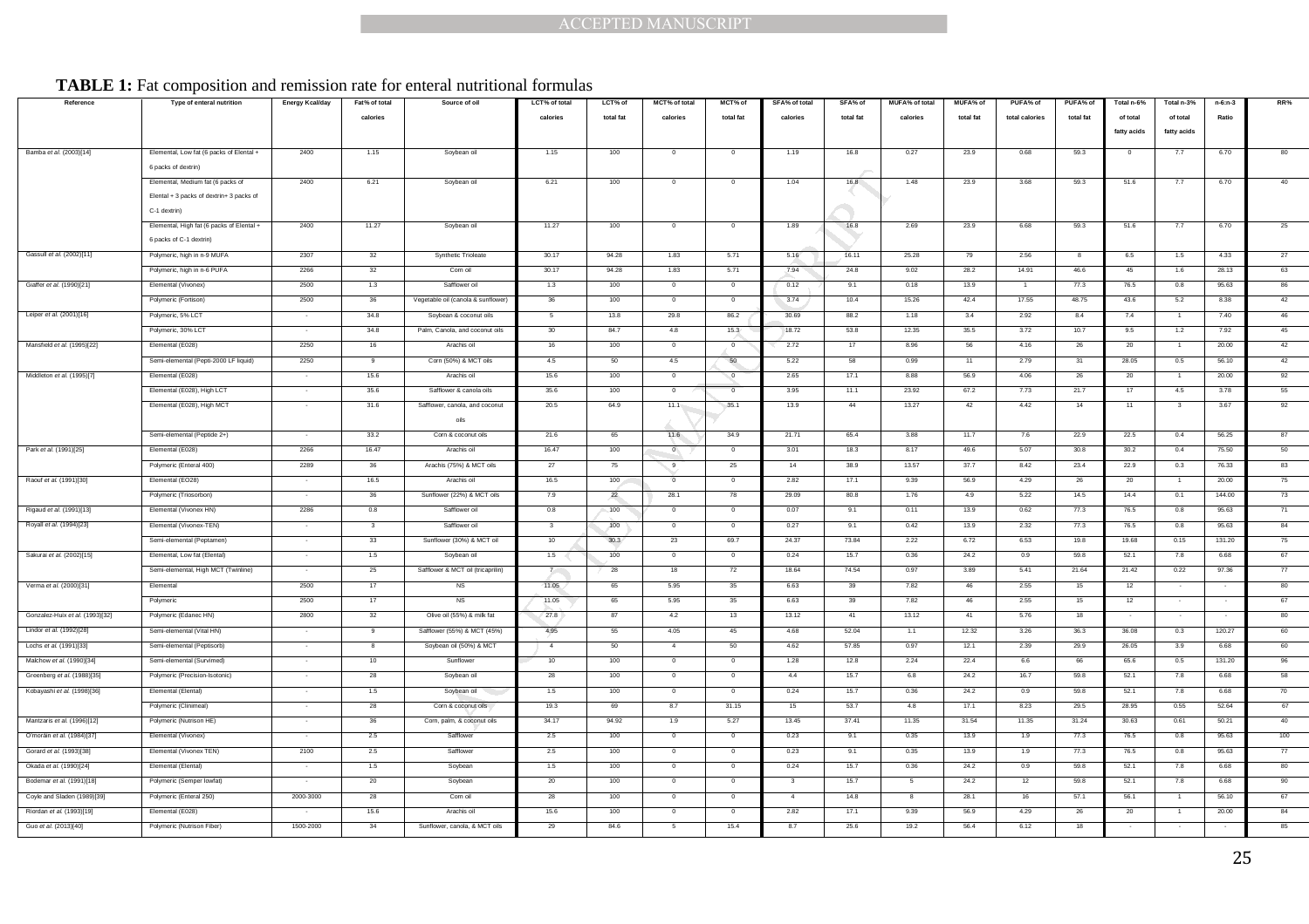**TABLE 1:** Fat composition and remission rate for enteral nutritional formulas

| Reference | Type of enteral nutrition | Energy Kcal/day | Fat% of total calories | Source of oil | LCT% of total calories | LCT% of total fat | MCT% of total calories | MCT% of total fat | SFA% of total calories | SFA% of total fat | MUFA% of total calories | MUFA% of total fat | PUFA% of total calories | PUFA% of total fat | Total n-6% of total fatty acids | Total n-3% of total fatty acids | n-6:n-3 Ratio | RR% |
|---|---|---|---|---|---|---|---|---|---|---|---|---|---|---|---|---|---|---|
| Bamba *et al.* (2003)[14] | Elemental, Low fat (6 packs of Elental + 6 packs of dextrin) | 2400 | 1.15 | Soybean oil | 1.15 | 100 | 0 | 0 | 1.19 | 16.8 | 0.27 | 23.9 | 0.68 | 59.3 | 0 | 7.7 | 6.70 | 80 |
| | Elemental, Medium fat (6 packs of Elental + 3 packs of dextrin+ 3 packs of C-1 dextrin) | 2400 | 6.21 | Soybean oil | 6.21 | 100 | 0 | 0 | 1.04 | 16.8 | 1.48 | 23.9 | 3.68 | 59.3 | 51.6 | 7.7 | 6.70 | 40 |
| | Elemental, High fat (6 packs of Elental + 6 packs of C-1 dextrin) | 2400 | 11.27 | Soybean oil | 11.27 | 100 | 0 | 0 | 1.89 | 16.8 | 2.69 | 23.9 | 6.68 | 59.3 | 51.6 | 7.7 | 6.70 | 25 |
| Gassull *et al.* (2002)[11] | Polymeric, high in n-9 MUFA | 2307 | 32 | Synthetic Trioleate | 30.17 | 94.28 | 1.83 | 5.71 | 5.16 | 16.11 | 25.28 | 79 | 2.56 | 8 | 6.5 | 1.5 | 4.33 | 27 |
| | Polymeric, high in n-6 PUFA | 2266 | 32 | Corn oil | 30.17 | 94.28 | 1.83 | 5.71 | 7.94 | 24.8 | 9.02 | 28.2 | 14.91 | 46.6 | 45 | 1.6 | 28.13 | 63 |
| Giaffer *et al.* (1990)[21] | Elemental (Vivonex) | 2500 | 1.3 | Safflower oil | 1.3 | 100 | 0 | 0 | 0.12 | 9.1 | 0.18 | 13.9 | 1 | 77.3 | 76.5 | 0.8 | 95.63 | 86 |
| | Polymeric (Fortison) | 2500 | 36 | Vegetable oil (canola & sunflower) | 36 | 100 | 0 | 0 | 3.74 | 10.4 | 15.26 | 42.4 | 17.55 | 48.75 | 43.6 | 5.2 | 8.38 | 42 |
| Leiper *et al.* (2001)[16] | Polymeric, 5% LCT | - | 34.8 | Soybean & coconut oils | 5 | 13.8 | 29.8 | 86.2 | 30.69 | 88.2 | 1.18 | 3.4 | 2.92 | 8.4 | 7.4 | 1 | 7.40 | 46 |
| | Polymeric, 30% LCT | - | 34.8 | Palm, Canola, and coconut oils | 30 | 84.7 | 4.8 | 15.3 | 18.72 | 53.8 | 12.35 | 35.5 | 3.72 | 10.7 | 9.5 | 1.2 | 7.92 | 45 |
| Mansfield *et al.* (1995)[22] | Elemental (E028) | 2250 | 16 | Arachis oil | 16 | 100 | 0 | 0 | 2.72 | 17 | 8.96 | 56 | 4.16 | 26 | 20 | 1 | 20.00 | 42 |
| | Semi-elemental (Pepti-2000 LF liquid) | 2250 | 9 | Corn (50%) & MCT oils | 4.5 | 50 | 4.5 | 50 | 5.22 | 58 | 0.99 | 11 | 2.79 | 31 | 28.05 | 0.5 | 56.10 | 42 |
| Middleton *et al.* (1995)[7] | Elemental (E028) | - | 15.6 | Arachis oil | 15.6 | 100 | 0 | 0 | 2.65 | 17.1 | 8.88 | 56.9 | 4.06 | 26 | 20 | 1 | 20.00 | 92 |
| | Elemental (E028), High LCT | - | 35.6 | Safflower & canola oils | 35.6 | 100 | 0 | 0 | 3.95 | 11.1 | 23.92 | 67.2 | 7.73 | 21.7 | 17 | 4.5 | 3.78 | 55 |
| | Elemental (E028), High MCT | - | 31.6 | Safflower, canola, and coconut oils | 20.5 | 64.9 | 11.1 | 35.1 | 13.9 | 44 | 13.27 | 42 | 4.42 | 14 | 11 | 3 | 3.67 | 92 |
| | Semi-elemental (Peptide 2+) | - | 33.2 | Corn & coconut oils | 21.6 | 65 | 11.6 | 34.9 | 21.71 | 65.4 | 3.88 | 11.7 | 7.6 | 22.9 | 22.5 | 0.4 | 56.25 | 87 |
| Park *et al.* (1991)[25] | Elemental (E028) | 2266 | 16.47 | Arachis oil | 16.47 | 100 | 0 | 0 | 3.01 | 18.3 | 8.17 | 49.6 | 5.07 | 30.8 | 30.2 | 0.4 | 75.50 | 50 |
| | Polymeric (Enteral 400) | 2289 | 36 | Arachis (75%) & MCT oils | 27 | 75 | 9 | 25 | 14 | 38.9 | 13.57 | 37.7 | 8.42 | 23.4 | 22.9 | 0.3 | 76.33 | 83 |
| Raouf *et al.* (1991)[30] | Elemental (EO28) | - | 16.5 | Arachis oil | 16.5 | 100 | 0 | 0 | 2.82 | 17.1 | 9.39 | 56.9 | 4.29 | 26 | 20 | 1 | 20.00 | 75 |
| | Polymeric (Triosorbon) | - | 36 | Sunflower (22%) & MCT oils | 7.9 | 22 | 28.1 | 78 | 29.09 | 80.8 | 1.76 | 4.9 | 5.22 | 14.5 | 14.4 | 0.1 | 144.00 | 73 |
| Rigaud *et al.* (1991)[13] | Elemental (Vivonex HN) | 2286 | 0.8 | Safflower oil | 0.8 | 100 | 0 | 0 | 0.07 | 9.1 | 0.11 | 13.9 | 0.62 | 77.3 | 76.5 | 0.8 | 95.63 | 71 |
| Royall *et al.* (1994)[23] | Elemental (Vivonex-TEN) | - | 3 | Safflower oil | 3 | 100 | 0 | 0 | 0.27 | 9.1 | 0.42 | 13.9 | 2.32 | 77.3 | 76.5 | 0.8 | 95.63 | 84 |
| | Semi-elemental (Peptamen) | - | 33 | Sunflower (30%) & MCT oil | 10 | 30.3 | 23 | 69.7 | 24.37 | 73.84 | 2.22 | 6.72 | 6.53 | 19.8 | 19.68 | 0.15 | 131.20 | 75 |
| Sakurai *et al.* (2002)[15] | Elemental, Low fat (Elental) | - | 1.5 | Soybean oil | 1.5 | 100 | 0 | 0 | 0.24 | 15.7 | 0.36 | 24.2 | 0.9 | 59.8 | 52.1 | 7.8 | 6.68 | 67 |
| | Semi-elemental, High MCT (Twinline) | - | 25 | Safflower & MCT oil (tricaprilin) | 7 | 28 | 18 | 72 | 18.64 | 74.54 | 0.97 | 3.89 | 5.41 | 21.64 | 21.42 | 0.22 | 97.36 | 77 |
| Verma *et al.* (2000)[31] | Elemental | 2500 | 17 | NS | 11.05 | 65 | 5.95 | 35 | 6.63 | 39 | 7.82 | 46 | 2.55 | 15 | 12 | - | - | 80 |
| | Polymeric | 2500 | 17 | NS | 11.05 | 65 | 5.95 | 35 | 6.63 | 39 | 7.82 | 46 | 2.55 | 15 | 12 | - | - | 67 |
| Gonzalez-Huix *et al.* (1993)[32] | Polymeric (Edanec HN) | 2800 | 32 | Olive oil (55%) & milk fat | 27.8 | 87 | 4.2 | 13 | 13.12 | 41 | 13.12 | 41 | 5.76 | 18 | - | - | - | 80 |
| Lindor *et al.* (1992)[28] | Semi-elemental (Vital HN) | - | 9 | Safflower (55%) & MCT (45%) | 4.95 | 55 | 4.05 | 45 | 4.68 | 52.04 | 1.1 | 12.32 | 3.26 | 36.3 | 36.08 | 0.3 | 120.27 | 60 |
| Lochs *et al.* (1991)[33] | Semi-elemental (Peptisorb) | - | 8 | Soybean oil (50%) & MCT | 4 | 50 | 4 | 50 | 4.62 | 57.85 | 0.97 | 12.1 | 2.39 | 29.9 | 26.05 | 3.9 | 6.68 | 60 |
| Malchow *et al.* (1990)[34] | Semi-elemental (Survimed) | - | 10 | Sunflower | 10 | 100 | 0 | 0 | 1.28 | 12.8 | 2.24 | 22.4 | 6.6 | 66 | 65.6 | 0.5 | 131.20 | 96 |
| Greenberg *et al.* (1988)[35] | Polymeric (Precision-Isotonic) | - | 28 | Soybean oil | 28 | 100 | 0 | 0 | 4.4 | 15.7 | 6.8 | 24.2 | 16.7 | 59.8 | 52.1 | 7.8 | 6.68 | 58 |
| Kobayashi *et al.* (1998)[36] | Elemental (Elental) | - | 1.5 | Soybean oil | 1.5 | 100 | 0 | 0 | 0.24 | 15.7 | 0.36 | 24.2 | 0.9 | 59.8 | 52.1 | 7.8 | 6.68 | 70 |
| | Polymeric (Clinimeal) | - | 28 | Corn & coconut oils | 19.3 | 69 | 8.7 | 31.15 | 15 | 53.7 | 4.8 | 17.1 | 8.23 | 29.5 | 28.95 | 0.55 | 52.64 | 67 |
| Mantzaris *et al.* (1996)[12] | Polymeric (Nutrison HE) | - | 36 | Corn, palm, & coconut oils | 34.17 | 94.92 | 1.9 | 5.27 | 13.45 | 37.41 | 11.35 | 31.54 | 11.35 | 31.24 | 30.63 | 0.61 | 50.21 | 40 |
| O'morain *et al.* (1984)[37] | Elemental (Vivonex) | - | 2.5 | Safflower | 2.5 | 100 | 0 | 0 | 0.23 | 9.1 | 0.35 | 13.9 | 1.9 | 77.3 | 76.5 | 0.8 | 95.63 | 100 |
| Gorard *et al.* (1993)[38] | Elemental (Vivonex TEN) | 2100 | 2.5 | Safflower | 2.5 | 100 | 0 | 0 | 0.23 | 9.1 | 0.35 | 13.9 | 1.9 | 77.3 | 76.5 | 0.8 | 95.63 | 77 |
| Okada *et al.* (1990)[24] | Elemental (Elental) | - | 1.5 | Soybean | 1.5 | 100 | 0 | 0 | 0.24 | 15.7 | 0.36 | 24.2 | 0.9 | 59.8 | 52.1 | 7.8 | 6.68 | 80 |
| Bodemar *et al.* (1991)[18] | Polymeric (Semper lowfat) | - | 20 | Soybean | 20 | 100 | 0 | 0 | 3 | 15.7 | 5 | 24.2 | 12 | 59.8 | 52.1 | 7.8 | 6.68 | 90 |
| Coyle and Sladen (1989)[39] | Polymeric (Enteral 250) | 2000-3000 | 28 | Corn oil | 28 | 100 | 0 | 0 | 4 | 14.8 | 8 | 28.1 | 16 | 57.1 | 56.1 | 1 | 56.10 | 67 |
| Riordan *et al.* (1993)[19] | Elemental (E028) | - | 15.6 | Arachis oil | 15.6 | 100 | 0 | 0 | 2.82 | 17.1 | 9.39 | 56.9 | 4.29 | 26 | 20 | 1 | 20.00 | 84 |
| Guo *et al.* (2013)[40] | Polymeric (Nutrison Fiber) | 1500-2000 | 34 | Sunflower, canola, & MCT oils | 29 | 84.6 | 5 | 15.4 | 8.7 | 25.6 | 19.2 | 56.4 | 6.12 | 18 | - | - | - | 85 |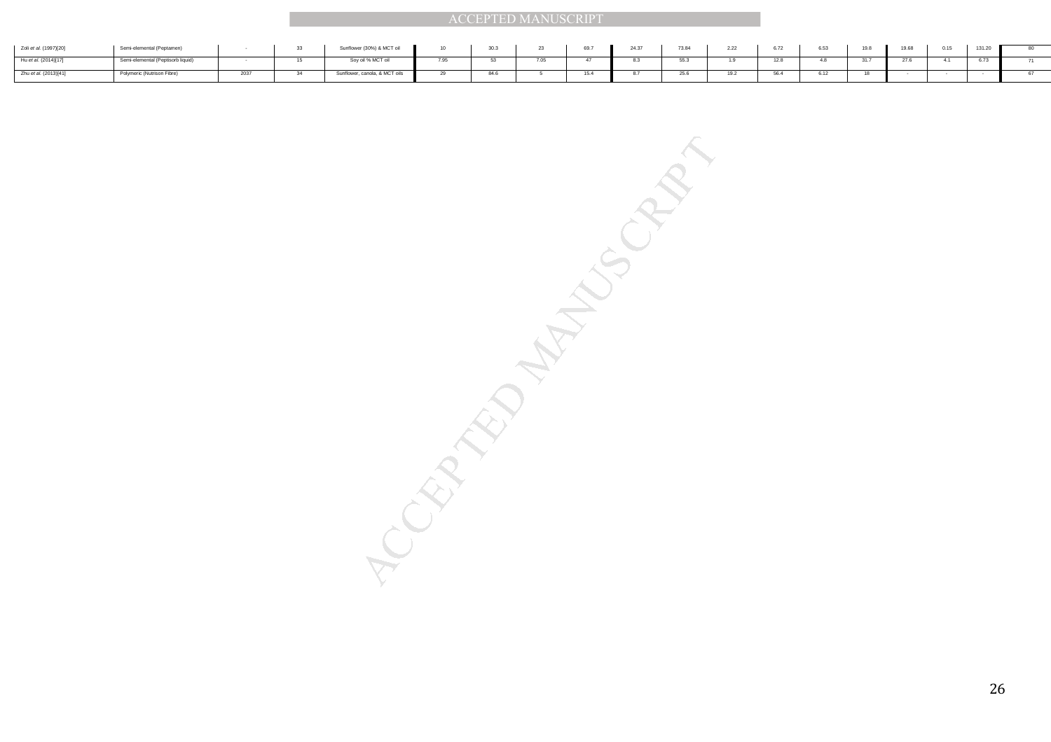| | | | | | | | | | | | | | | | | | | |
|---|---|---|---|---|---|---|---|---|---|---|---|---|---|---|---|---|---|---|
| Zoli *et al.* (1997)[20] | Semi-elemental (Peptamen) | - | 33 | Sunflower (30%) & MCT oil | 10 | 30.3 | 23 | 69.7 | 24.37 | 73.84 | 2.22 | 6.72 | 6.53 | 19.8 | 19.68 | 0.15 | 131.20 | 80 |
| Hu *et al.* (2014)[17] | Semi-elemental (Peptisorb liquid) | - | 15 | Soy oil % MCT oil | 7.95 | 53 | 7.05 | 47 | 8.3 | 55.3 | 1.9 | 12.8 | 4.8 | 31.7 | 27.6 | 4.1 | 6.73 | 71 |
| Zhu *et al.* (2013)[41] | Polymeric (Nutrison Fibre) | 2037 | 34 | Sunflower, canola, & MCT oils | 29 | 84.6 | 5 | 15.4 | 8.7 | 25.6 | 19.2 | 56.4 | 6.12 | 18 | - | - | - | 67 |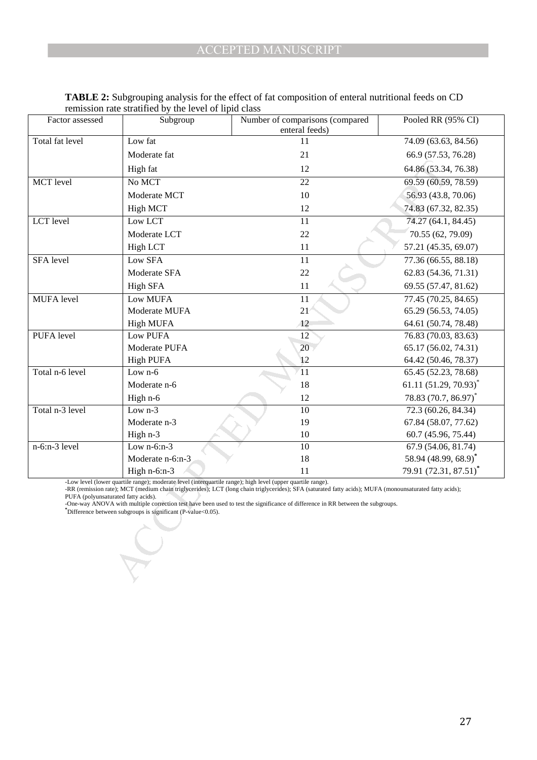**TABLE 2:** Subgrouping analysis for the effect of fat composition of enteral nutritional feeds on CD remission rate stratified by the level of lipid class

| Factor assessed | Subgroup | Number of comparisons (compared enteral feeds) | Pooled RR (95% CI) |
|---|---|---|---|
| Total fat level | Low fat | 11 | 74.09 (63.63, 84.56) |
| | Moderate fat | 21 | 66.9 (57.53, 76.28) |
| | High fat | 12 | 64.86 (53.34, 76.38) |
| MCT level | No MCT | 22 | 69.59 (60.59, 78.59) |
| | Moderate MCT | 10 | 56.93 (43.8, 70.06) |
| | High MCT | 12 | 74.83 (67.32, 82.35) |
| LCT level | Low LCT | 11 | 74.27 (64.1, 84.45) |
| | Moderate LCT | 22 | 70.55 (62, 79.09) |
| | High LCT | 11 | 57.21 (45.35, 69.07) |
| SFA level | Low SFA | 11 | 77.36 (66.55, 88.18) |
| | Moderate SFA | 22 | 62.83 (54.36, 71.31) |
| | High SFA | 11 | 69.55 (57.47, 81.62) |
| MUFA level | Low MUFA | 11 | 77.45 (70.25, 84.65) |
| | Moderate MUFA | 21 | 65.29 (56.53, 74.05) |
| | High MUFA | 12 | 64.61 (50.74, 78.48) |
| PUFA level | Low PUFA | 12 | 76.83 (70.03, 83.63) |
| | Moderate PUFA | 20 | 65.17 (56.02, 74.31) |
| | High PUFA | 12 | 64.42 (50.46, 78.37) |
| Total n-6 level | Low n-6 | 11 | 65.45 (52.23, 78.68) |
| | Moderate n-6 | 18 | 61.11 (51.29, 70.93)* |
| | High n-6 | 12 | 78.83 (70.7, 86.97)* |
| Total n-3 level | Low n-3 | 10 | 72.3 (60.26, 84.34) |
| | Moderate n-3 | 19 | 67.84 (58.07, 77.62) |
| | High n-3 | 10 | 60.7 (45.96, 75.44) |
| n-6:n-3 level | Low n-6:n-3 | 10 | 67.9 (54.06, 81.74) |
| | Moderate n-6:n-3 | 18 | 58.94 (48.99, 68.9)* |
| | High n-6:n-3 | 11 | 79.91 (72.31, 87.51)* |

-Low level (lower quartile range); moderate level (interquartile range); high level (upper quartile range).
-RR (remission rate); MCT (medium chain triglycerides); LCT (long chain triglycerides); SFA (saturated fatty acids); MUFA (monounsaturated fatty acids); PUFA (polyunsaturated fatty acids).
-One-way ANOVA with multiple correction test have been used to test the significance of difference in RR between the subgroups.
*Difference between subgroups is significant (P-value<0.05).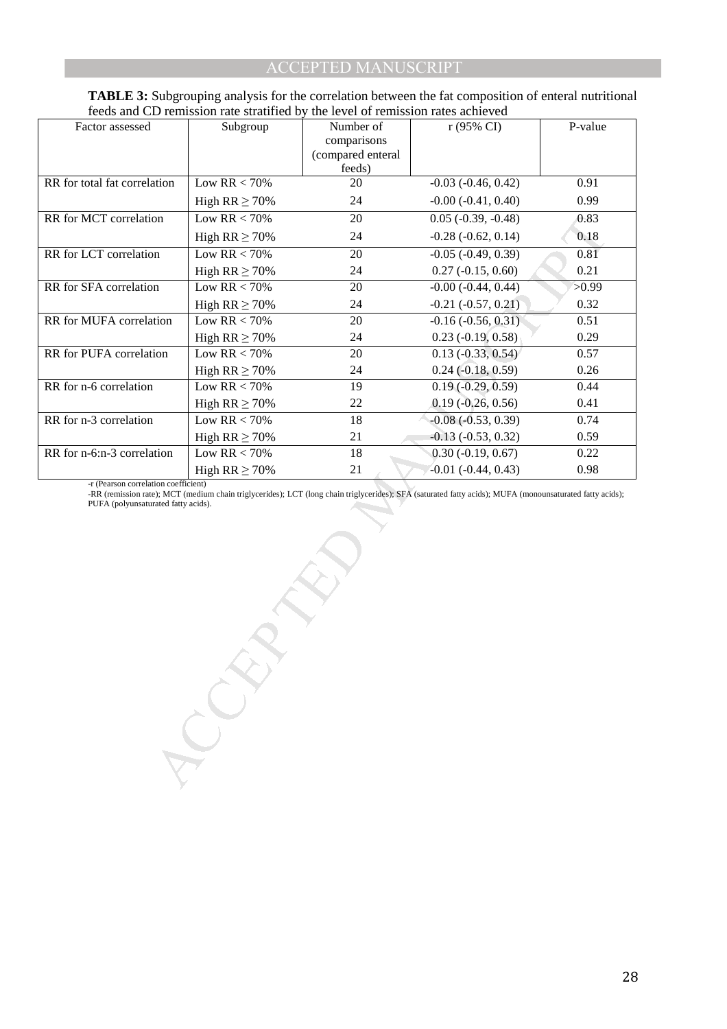**TABLE 3:** Subgrouping analysis for the correlation between the fat composition of enteral nutritional feeds and CD remission rate stratified by the level of remission rates achieved

| Factor assessed | Subgroup | Number of comparisons (compared enteral feeds) | r (95% CI) | P-value |
|---|---|---|---|---|
| RR for total fat correlation | Low RR < 70% | 20 | -0.03 (-0.46, 0.42) | 0.91 |
| | High RR ≥ 70% | 24 | -0.00 (-0.41, 0.40) | 0.99 |
| RR for MCT correlation | Low RR < 70% | 20 | 0.05 (-0.39, -0.48) | 0.83 |
| | High RR ≥ 70% | 24 | -0.28 (-0.62, 0.14) | 0.18 |
| RR for LCT correlation | Low RR < 70% | 20 | -0.05 (-0.49, 0.39) | 0.81 |
| | High RR ≥ 70% | 24 | 0.27 (-0.15, 0.60) | 0.21 |
| RR for SFA correlation | Low RR < 70% | 20 | -0.00 (-0.44, 0.44) | >0.99 |
| | High RR ≥ 70% | 24 | -0.21 (-0.57, 0.21) | 0.32 |
| RR for MUFA correlation | Low RR < 70% | 20 | -0.16 (-0.56, 0.31) | 0.51 |
| | High RR ≥ 70% | 24 | 0.23 (-0.19, 0.58) | 0.29 |
| RR for PUFA correlation | Low RR < 70% | 20 | 0.13 (-0.33, 0.54) | 0.57 |
| | High RR ≥ 70% | 24 | 0.24 (-0.18, 0.59) | 0.26 |
| RR for n-6 correlation | Low RR < 70% | 19 | 0.19 (-0.29, 0.59) | 0.44 |
| | High RR ≥ 70% | 22 | 0.19 (-0.26, 0.56) | 0.41 |
| RR for n-3 correlation | Low RR < 70% | 18 | -0.08 (-0.53, 0.39) | 0.74 |
| | High RR ≥ 70% | 21 | -0.13 (-0.53, 0.32) | 0.59 |
| RR for n-6:n-3 correlation | Low RR < 70% | 18 | 0.30 (-0.19, 0.67) | 0.22 |
| | High RR ≥ 70% | 21 | -0.01 (-0.44, 0.43) | 0.98 |

-r (Pearson correlation coefficient)
-RR (remission rate); MCT (medium chain triglycerides); LCT (long chain triglycerides); SFA (saturated fatty acids); MUFA (monounsaturated fatty acids); PUFA (polyunsaturated fatty acids).